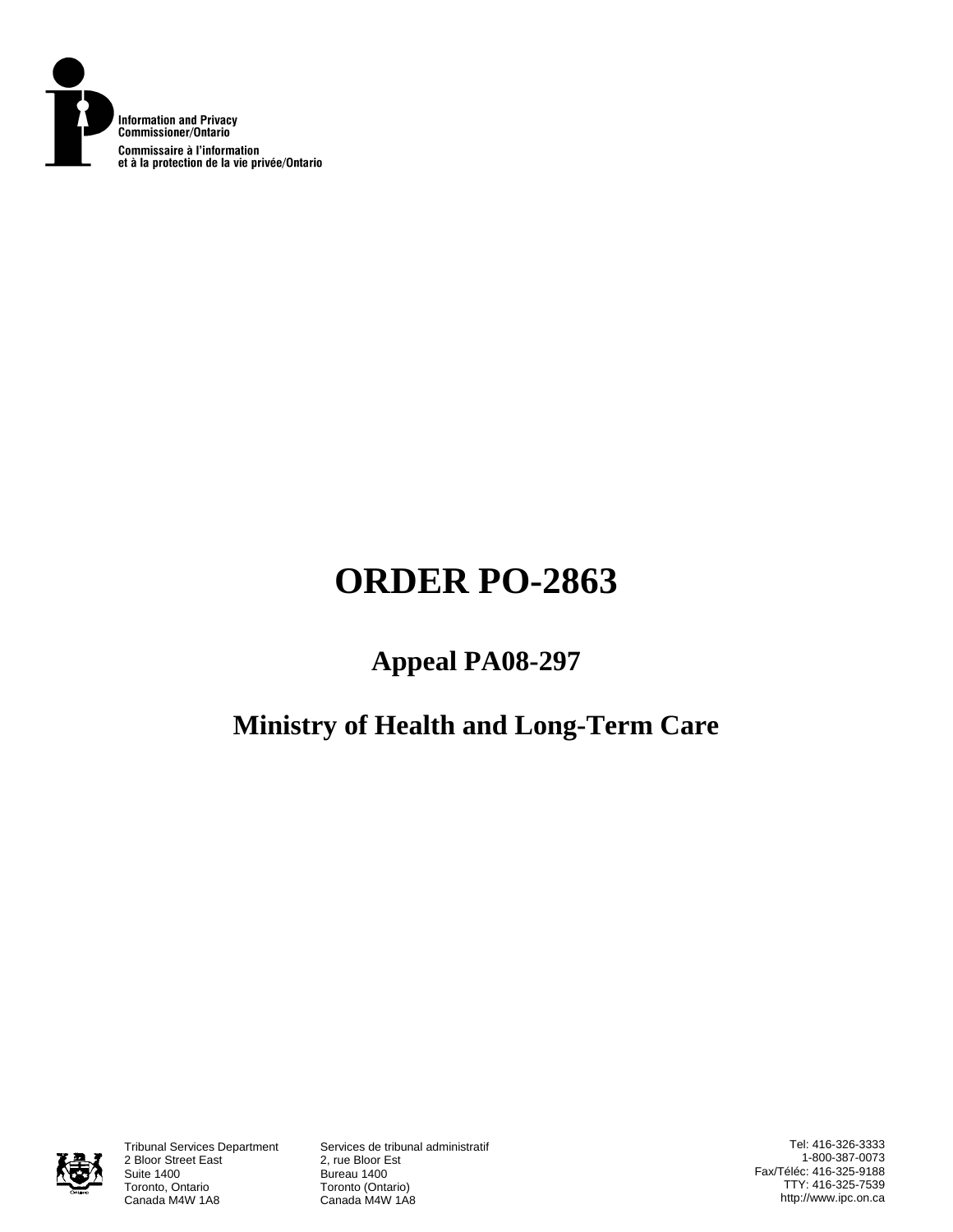Information and Privacy Commissioner/Ontario

Commissaire à l'information et à la protection de la vie privée/Ontario

# ORDER PO-2863

## Appeal PA08-297

## Ministry of Health and Long-Term Care

Tribunal Services Department
2 Bloor Street East
Suite 1400
Toronto, Ontario
Canada M4W 1A8

Services de tribunal administratif
2, rue Bloor Est
Bureau 1400
Toronto (Ontario)
Canada M4W 1A8

Tel: 416-326-3333
1-800-387-0073
Fax/Téléc: 416-325-9188
TTY: 416-325-7539
http://www.ipc.on.ca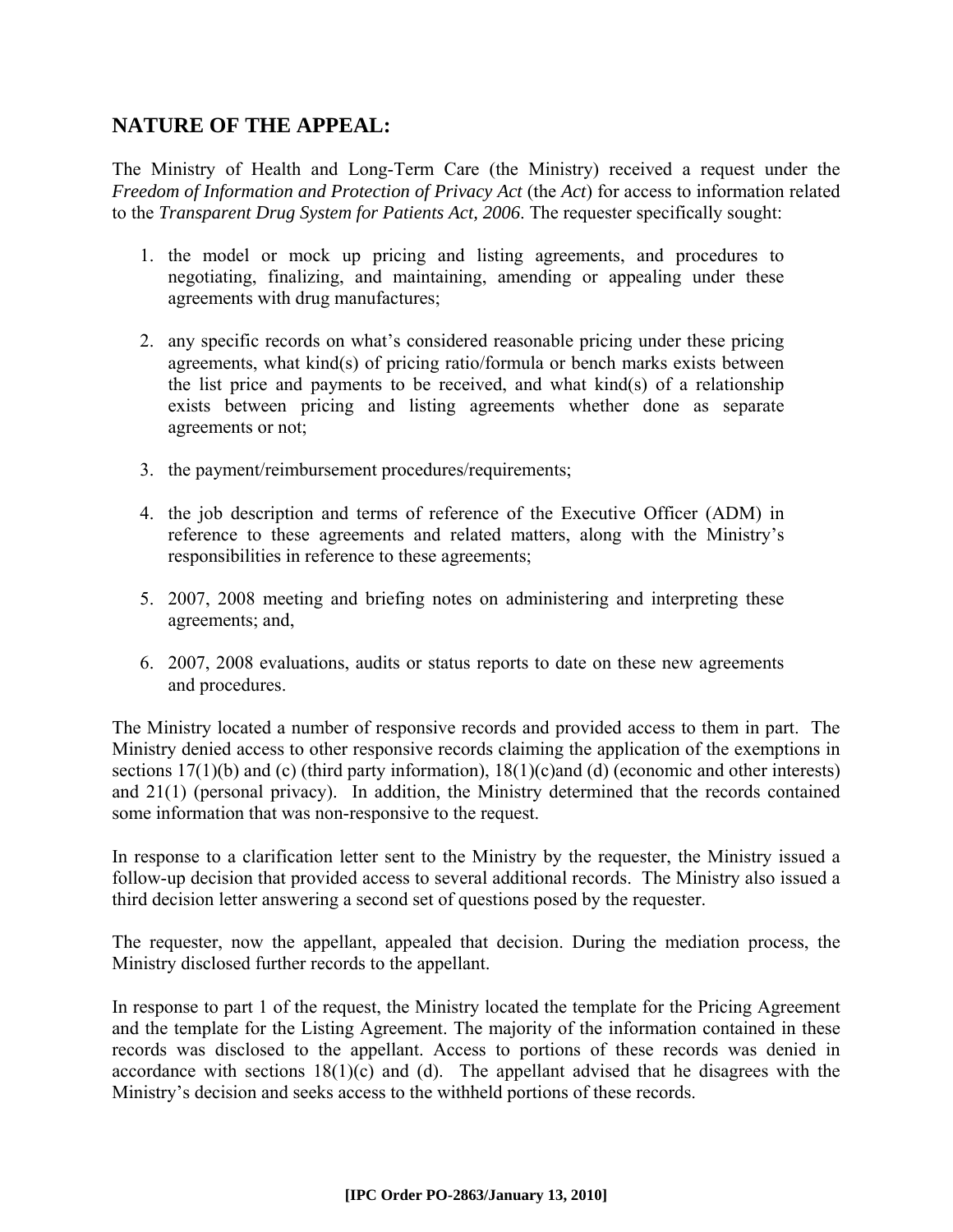## NATURE OF THE APPEAL:

The Ministry of Health and Long-Term Care (the Ministry) received a request under the *Freedom of Information and Protection of Privacy Act* (the *Act*) for access to information related to the *Transparent Drug System for Patients Act, 2006*. The requester specifically sought:

1. the model or mock up pricing and listing agreements, and procedures to negotiating, finalizing, and maintaining, amending or appealing under these agreements with drug manufactures;

2. any specific records on what's considered reasonable pricing under these pricing agreements, what kind(s) of pricing ratio/formula or bench marks exists between the list price and payments to be received, and what kind(s) of a relationship exists between pricing and listing agreements whether done as separate agreements or not;

3. the payment/reimbursement procedures/requirements;

4. the job description and terms of reference of the Executive Officer (ADM) in reference to these agreements and related matters, along with the Ministry's responsibilities in reference to these agreements;

5. 2007, 2008 meeting and briefing notes on administering and interpreting these agreements; and,

6. 2007, 2008 evaluations, audits or status reports to date on these new agreements and procedures.

The Ministry located a number of responsive records and provided access to them in part. The Ministry denied access to other responsive records claiming the application of the exemptions in sections 17(1)(b) and (c) (third party information), 18(1)(c)and (d) (economic and other interests) and 21(1) (personal privacy). In addition, the Ministry determined that the records contained some information that was non-responsive to the request.

In response to a clarification letter sent to the Ministry by the requester, the Ministry issued a follow-up decision that provided access to several additional records. The Ministry also issued a third decision letter answering a second set of questions posed by the requester.

The requester, now the appellant, appealed that decision. During the mediation process, the Ministry disclosed further records to the appellant.

In response to part 1 of the request, the Ministry located the template for the Pricing Agreement and the template for the Listing Agreement. The majority of the information contained in these records was disclosed to the appellant. Access to portions of these records was denied in accordance with sections 18(1)(c) and (d). The appellant advised that he disagrees with the Ministry's decision and seeks access to the withheld portions of these records.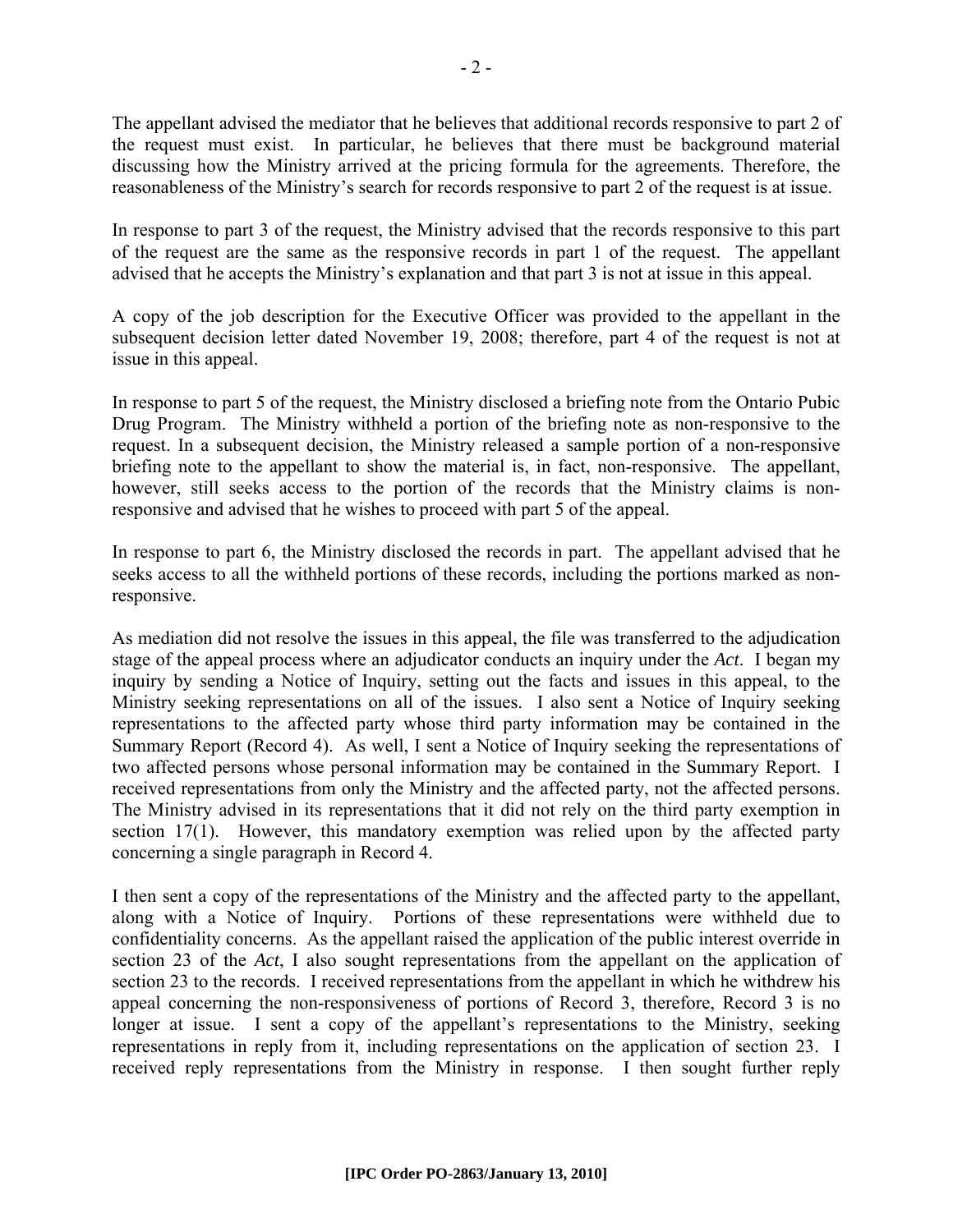The appellant advised the mediator that he believes that additional records responsive to part 2 of the request must exist. In particular, he believes that there must be background material discussing how the Ministry arrived at the pricing formula for the agreements. Therefore, the reasonableness of the Ministry's search for records responsive to part 2 of the request is at issue.

In response to part 3 of the request, the Ministry advised that the records responsive to this part of the request are the same as the responsive records in part 1 of the request. The appellant advised that he accepts the Ministry's explanation and that part 3 is not at issue in this appeal.

A copy of the job description for the Executive Officer was provided to the appellant in the subsequent decision letter dated November 19, 2008; therefore, part 4 of the request is not at issue in this appeal.

In response to part 5 of the request, the Ministry disclosed a briefing note from the Ontario Pubic Drug Program. The Ministry withheld a portion of the briefing note as non-responsive to the request. In a subsequent decision, the Ministry released a sample portion of a non-responsive briefing note to the appellant to show the material is, in fact, non-responsive. The appellant, however, still seeks access to the portion of the records that the Ministry claims is non-responsive and advised that he wishes to proceed with part 5 of the appeal.

In response to part 6, the Ministry disclosed the records in part. The appellant advised that he seeks access to all the withheld portions of these records, including the portions marked as non-responsive.

As mediation did not resolve the issues in this appeal, the file was transferred to the adjudication stage of the appeal process where an adjudicator conducts an inquiry under the *Act*. I began my inquiry by sending a Notice of Inquiry, setting out the facts and issues in this appeal, to the Ministry seeking representations on all of the issues. I also sent a Notice of Inquiry seeking representations to the affected party whose third party information may be contained in the Summary Report (Record 4). As well, I sent a Notice of Inquiry seeking the representations of two affected persons whose personal information may be contained in the Summary Report. I received representations from only the Ministry and the affected party, not the affected persons. The Ministry advised in its representations that it did not rely on the third party exemption in section 17(1). However, this mandatory exemption was relied upon by the affected party concerning a single paragraph in Record 4.

I then sent a copy of the representations of the Ministry and the affected party to the appellant, along with a Notice of Inquiry. Portions of these representations were withheld due to confidentiality concerns. As the appellant raised the application of the public interest override in section 23 of the *Act*, I also sought representations from the appellant on the application of section 23 to the records. I received representations from the appellant in which he withdrew his appeal concerning the non-responsiveness of portions of Record 3, therefore, Record 3 is no longer at issue. I sent a copy of the appellant's representations to the Ministry, seeking representations in reply from it, including representations on the application of section 23. I received reply representations from the Ministry in response. I then sought further reply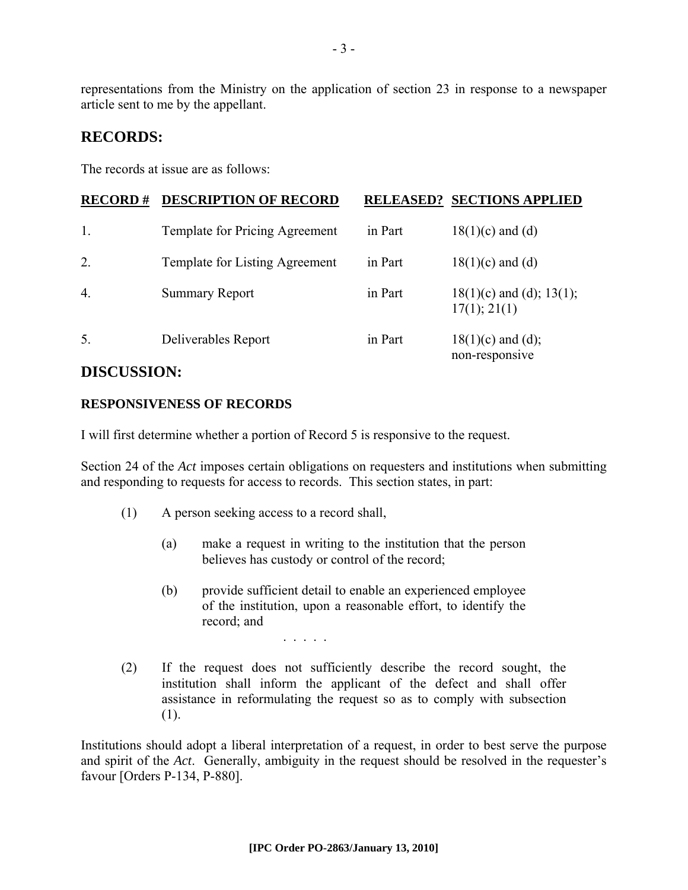representations from the Ministry on the application of section 23 in response to a newspaper article sent to me by the appellant.

## RECORDS:

The records at issue are as follows:

| RECORD # | DESCRIPTION OF RECORD | RELEASED? | SECTIONS APPLIED |
|---|---|---|---|
| 1. | Template for Pricing Agreement | in Part | 18(1)(c) and (d) |
| 2. | Template for Listing Agreement | in Part | 18(1)(c) and (d) |
| 4. | Summary Report | in Part | 18(1)(c) and (d); 13(1); 17(1); 21(1) |
| 5. | Deliverables Report | in Part | 18(1)(c) and (d); non-responsive |

## DISCUSSION:

### RESPONSIVENESS OF RECORDS

I will first determine whether a portion of Record 5 is responsive to the request.

Section 24 of the *Act* imposes certain obligations on requesters and institutions when submitting and responding to requests for access to records. This section states, in part:

> (1) A person seeking access to a record shall,
>
> > (a) make a request in writing to the institution that the person believes has custody or control of the record;
> >
> > (b) provide sufficient detail to enable an experienced employee of the institution, upon a reasonable effort, to identify the record; and
> >
> > . . . . .
>
> (2) If the request does not sufficiently describe the record sought, the institution shall inform the applicant of the defect and shall offer assistance in reformulating the request so as to comply with subsection (1).

Institutions should adopt a liberal interpretation of a request, in order to best serve the purpose and spirit of the *Act*. Generally, ambiguity in the request should be resolved in the requester's favour [Orders P-134, P-880].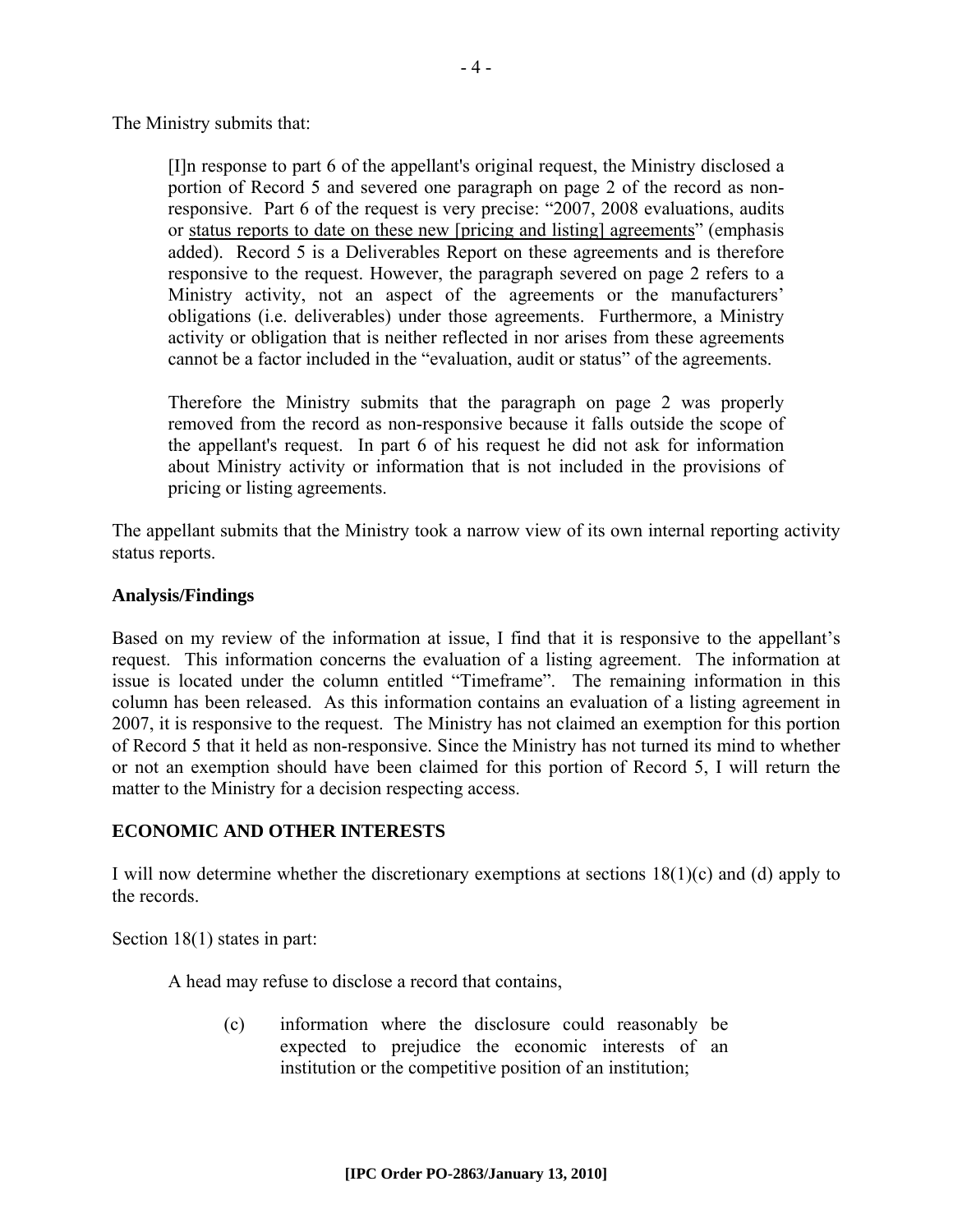The Ministry submits that:

> [I]n response to part 6 of the appellant's original request, the Ministry disclosed a portion of Record 5 and severed one paragraph on page 2 of the record as non-responsive. Part 6 of the request is very precise: "2007, 2008 evaluations, audits or status reports to date on these new [pricing and listing] agreements" (emphasis added). Record 5 is a Deliverables Report on these agreements and is therefore responsive to the request. However, the paragraph severed on page 2 refers to a Ministry activity, not an aspect of the agreements or the manufacturers' obligations (i.e. deliverables) under those agreements. Furthermore, a Ministry activity or obligation that is neither reflected in nor arises from these agreements cannot be a factor included in the "evaluation, audit or status" of the agreements.
>
> Therefore the Ministry submits that the paragraph on page 2 was properly removed from the record as non-responsive because it falls outside the scope of the appellant's request. In part 6 of his request he did not ask for information about Ministry activity or information that is not included in the provisions of pricing or listing agreements.

The appellant submits that the Ministry took a narrow view of its own internal reporting activity status reports.

**Analysis/Findings**

Based on my review of the information at issue, I find that it is responsive to the appellant's request. This information concerns the evaluation of a listing agreement. The information at issue is located under the column entitled "Timeframe". The remaining information in this column has been released. As this information contains an evaluation of a listing agreement in 2007, it is responsive to the request. The Ministry has not claimed an exemption for this portion of Record 5 that it held as non-responsive. Since the Ministry has not turned its mind to whether or not an exemption should have been claimed for this portion of Record 5, I will return the matter to the Ministry for a decision respecting access.

## ECONOMIC AND OTHER INTERESTS

I will now determine whether the discretionary exemptions at sections 18(1)(c) and (d) apply to the records.

Section 18(1) states in part:

> A head may refuse to disclose a record that contains,
>
> (c) information where the disclosure could reasonably be expected to prejudice the economic interests of an institution or the competitive position of an institution;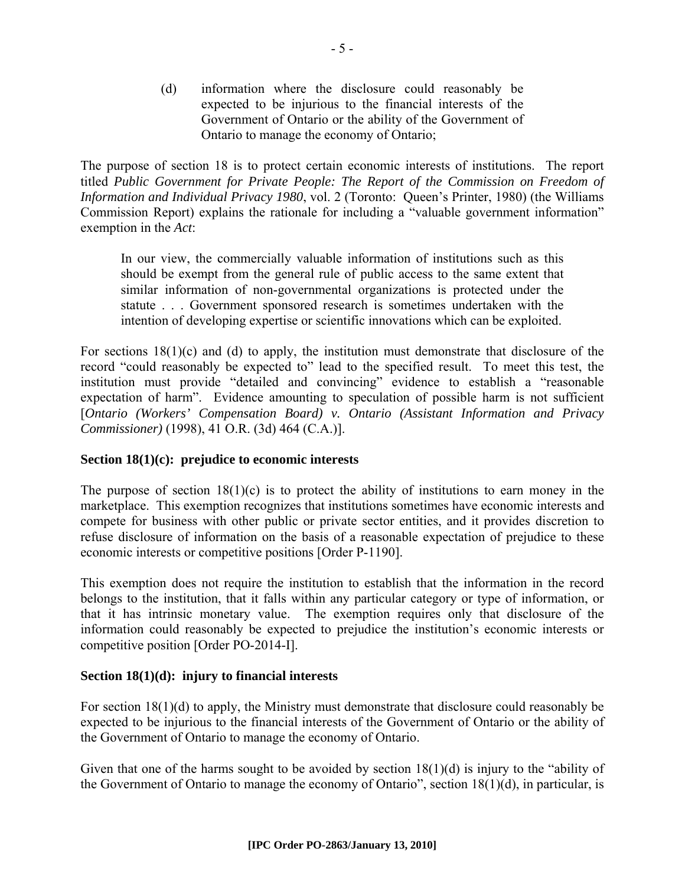(d) information where the disclosure could reasonably be expected to be injurious to the financial interests of the Government of Ontario or the ability of the Government of Ontario to manage the economy of Ontario;

The purpose of section 18 is to protect certain economic interests of institutions. The report titled *Public Government for Private People: The Report of the Commission on Freedom of Information and Individual Privacy 1980*, vol. 2 (Toronto: Queen's Printer, 1980) (the Williams Commission Report) explains the rationale for including a "valuable government information" exemption in the *Act*:

> In our view, the commercially valuable information of institutions such as this should be exempt from the general rule of public access to the same extent that similar information of non-governmental organizations is protected under the statute . . . Government sponsored research is sometimes undertaken with the intention of developing expertise or scientific innovations which can be exploited.

For sections 18(1)(c) and (d) to apply, the institution must demonstrate that disclosure of the record "could reasonably be expected to" lead to the specified result. To meet this test, the institution must provide "detailed and convincing" evidence to establish a "reasonable expectation of harm". Evidence amounting to speculation of possible harm is not sufficient [*Ontario (Workers' Compensation Board) v. Ontario (Assistant Information and Privacy Commissioner)* (1998), 41 O.R. (3d) 464 (C.A.)].

**Section 18(1)(c): prejudice to economic interests**

The purpose of section 18(1)(c) is to protect the ability of institutions to earn money in the marketplace. This exemption recognizes that institutions sometimes have economic interests and compete for business with other public or private sector entities, and it provides discretion to refuse disclosure of information on the basis of a reasonable expectation of prejudice to these economic interests or competitive positions [Order P-1190].

This exemption does not require the institution to establish that the information in the record belongs to the institution, that it falls within any particular category or type of information, or that it has intrinsic monetary value. The exemption requires only that disclosure of the information could reasonably be expected to prejudice the institution's economic interests or competitive position [Order PO-2014-I].

**Section 18(1)(d): injury to financial interests**

For section 18(1)(d) to apply, the Ministry must demonstrate that disclosure could reasonably be expected to be injurious to the financial interests of the Government of Ontario or the ability of the Government of Ontario to manage the economy of Ontario.

Given that one of the harms sought to be avoided by section 18(1)(d) is injury to the "ability of the Government of Ontario to manage the economy of Ontario", section 18(1)(d), in particular, is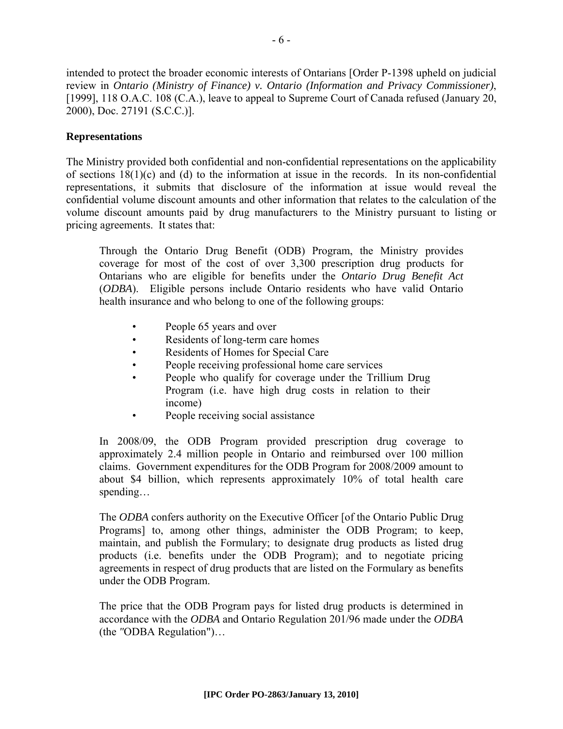intended to protect the broader economic interests of Ontarians [Order P-1398 upheld on judicial review in *Ontario (Ministry of Finance) v. Ontario (Information and Privacy Commissioner)*, [1999], 118 O.A.C. 108 (C.A.), leave to appeal to Supreme Court of Canada refused (January 20, 2000), Doc. 27191 (S.C.C.)].

**Representations**

The Ministry provided both confidential and non-confidential representations on the applicability of sections 18(1)(c) and (d) to the information at issue in the records. In its non-confidential representations, it submits that disclosure of the information at issue would reveal the confidential volume discount amounts and other information that relates to the calculation of the volume discount amounts paid by drug manufacturers to the Ministry pursuant to listing or pricing agreements. It states that:

> Through the Ontario Drug Benefit (ODB) Program, the Ministry provides coverage for most of the cost of over 3,300 prescription drug products for Ontarians who are eligible for benefits under the *Ontario Drug Benefit Act* (*ODBA*). Eligible persons include Ontario residents who have valid Ontario health insurance and who belong to one of the following groups:
>
> - People 65 years and over
> - Residents of long-term care homes
> - Residents of Homes for Special Care
> - People receiving professional home care services
> - People who qualify for coverage under the Trillium Drug Program (i.e. have high drug costs in relation to their income)
> - People receiving social assistance
>
> In 2008/09, the ODB Program provided prescription drug coverage to approximately 2.4 million people in Ontario and reimbursed over 100 million claims. Government expenditures for the ODB Program for 2008/2009 amount to about $4 billion, which represents approximately 10% of total health care spending…
>
> The *ODBA* confers authority on the Executive Officer [of the Ontario Public Drug Programs] to, among other things, administer the ODB Program; to keep, maintain, and publish the Formulary; to designate drug products as listed drug products (i.e. benefits under the ODB Program); and to negotiate pricing agreements in respect of drug products that are listed on the Formulary as benefits under the ODB Program.
>
> The price that the ODB Program pays for listed drug products is determined in accordance with the *ODBA* and Ontario Regulation 201/96 made under the *ODBA* (the "ODBA Regulation")…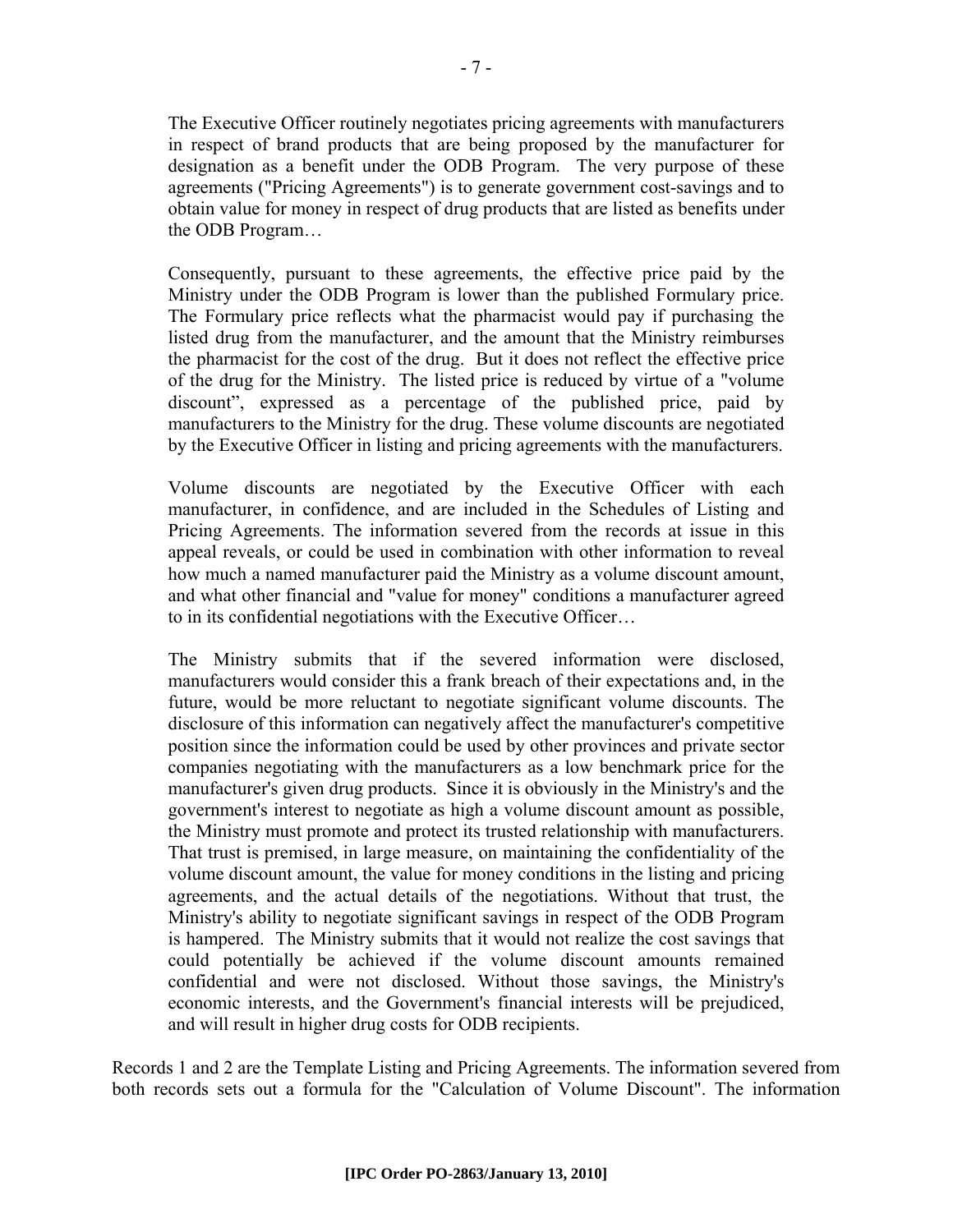> The Executive Officer routinely negotiates pricing agreements with manufacturers in respect of brand products that are being proposed by the manufacturer for designation as a benefit under the ODB Program. The very purpose of these agreements ("Pricing Agreements") is to generate government cost-savings and to obtain value for money in respect of drug products that are listed as benefits under the ODB Program…
>
> Consequently, pursuant to these agreements, the effective price paid by the Ministry under the ODB Program is lower than the published Formulary price. The Formulary price reflects what the pharmacist would pay if purchasing the listed drug from the manufacturer, and the amount that the Ministry reimburses the pharmacist for the cost of the drug. But it does not reflect the effective price of the drug for the Ministry. The listed price is reduced by virtue of a "volume discount", expressed as a percentage of the published price, paid by manufacturers to the Ministry for the drug. These volume discounts are negotiated by the Executive Officer in listing and pricing agreements with the manufacturers.
>
> Volume discounts are negotiated by the Executive Officer with each manufacturer, in confidence, and are included in the Schedules of Listing and Pricing Agreements. The information severed from the records at issue in this appeal reveals, or could be used in combination with other information to reveal how much a named manufacturer paid the Ministry as a volume discount amount, and what other financial and "value for money" conditions a manufacturer agreed to in its confidential negotiations with the Executive Officer…
>
> The Ministry submits that if the severed information were disclosed, manufacturers would consider this a frank breach of their expectations and, in the future, would be more reluctant to negotiate significant volume discounts. The disclosure of this information can negatively affect the manufacturer's competitive position since the information could be used by other provinces and private sector companies negotiating with the manufacturers as a low benchmark price for the manufacturer's given drug products. Since it is obviously in the Ministry's and the government's interest to negotiate as high a volume discount amount as possible, the Ministry must promote and protect its trusted relationship with manufacturers. That trust is premised, in large measure, on maintaining the confidentiality of the volume discount amount, the value for money conditions in the listing and pricing agreements, and the actual details of the negotiations. Without that trust, the Ministry's ability to negotiate significant savings in respect of the ODB Program is hampered. The Ministry submits that it would not realize the cost savings that could potentially be achieved if the volume discount amounts remained confidential and were not disclosed. Without those savings, the Ministry's economic interests, and the Government's financial interests will be prejudiced, and will result in higher drug costs for ODB recipients.

Records 1 and 2 are the Template Listing and Pricing Agreements. The information severed from both records sets out a formula for the "Calculation of Volume Discount". The information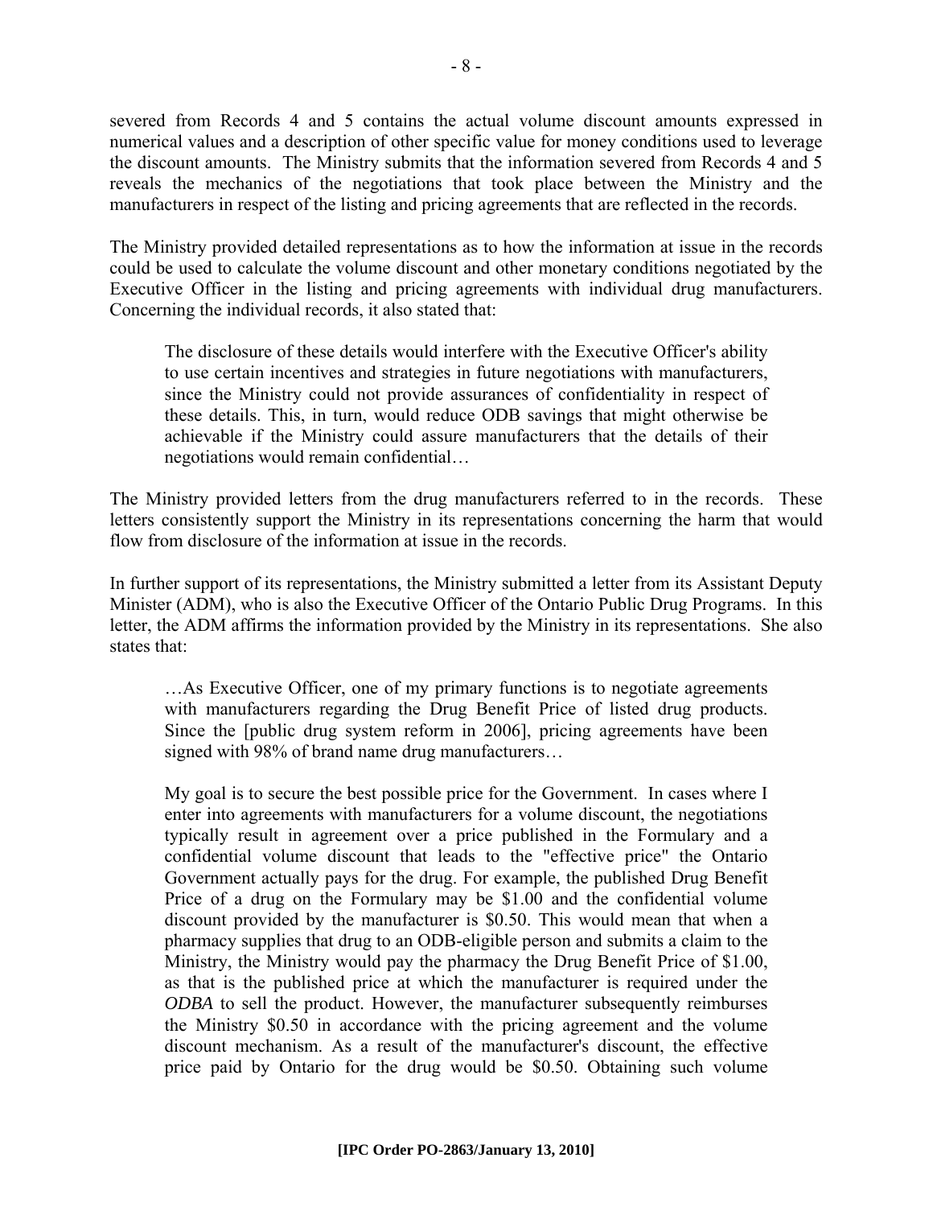severed from Records 4 and 5 contains the actual volume discount amounts expressed in numerical values and a description of other specific value for money conditions used to leverage the discount amounts. The Ministry submits that the information severed from Records 4 and 5 reveals the mechanics of the negotiations that took place between the Ministry and the manufacturers in respect of the listing and pricing agreements that are reflected in the records.

The Ministry provided detailed representations as to how the information at issue in the records could be used to calculate the volume discount and other monetary conditions negotiated by the Executive Officer in the listing and pricing agreements with individual drug manufacturers. Concerning the individual records, it also stated that:

> The disclosure of these details would interfere with the Executive Officer's ability to use certain incentives and strategies in future negotiations with manufacturers, since the Ministry could not provide assurances of confidentiality in respect of these details. This, in turn, would reduce ODB savings that might otherwise be achievable if the Ministry could assure manufacturers that the details of their negotiations would remain confidential…

The Ministry provided letters from the drug manufacturers referred to in the records. These letters consistently support the Ministry in its representations concerning the harm that would flow from disclosure of the information at issue in the records.

In further support of its representations, the Ministry submitted a letter from its Assistant Deputy Minister (ADM), who is also the Executive Officer of the Ontario Public Drug Programs. In this letter, the ADM affirms the information provided by the Ministry in its representations. She also states that:

> …As Executive Officer, one of my primary functions is to negotiate agreements with manufacturers regarding the Drug Benefit Price of listed drug products. Since the [public drug system reform in 2006], pricing agreements have been signed with 98% of brand name drug manufacturers…
>
> My goal is to secure the best possible price for the Government. In cases where I enter into agreements with manufacturers for a volume discount, the negotiations typically result in agreement over a price published in the Formulary and a confidential volume discount that leads to the "effective price" the Ontario Government actually pays for the drug. For example, the published Drug Benefit Price of a drug on the Formulary may be $1.00 and the confidential volume discount provided by the manufacturer is $0.50. This would mean that when a pharmacy supplies that drug to an ODB-eligible person and submits a claim to the Ministry, the Ministry would pay the pharmacy the Drug Benefit Price of $1.00, as that is the published price at which the manufacturer is required under the *ODBA* to sell the product. However, the manufacturer subsequently reimburses the Ministry $0.50 in accordance with the pricing agreement and the volume discount mechanism. As a result of the manufacturer's discount, the effective price paid by Ontario for the drug would be $0.50. Obtaining such volume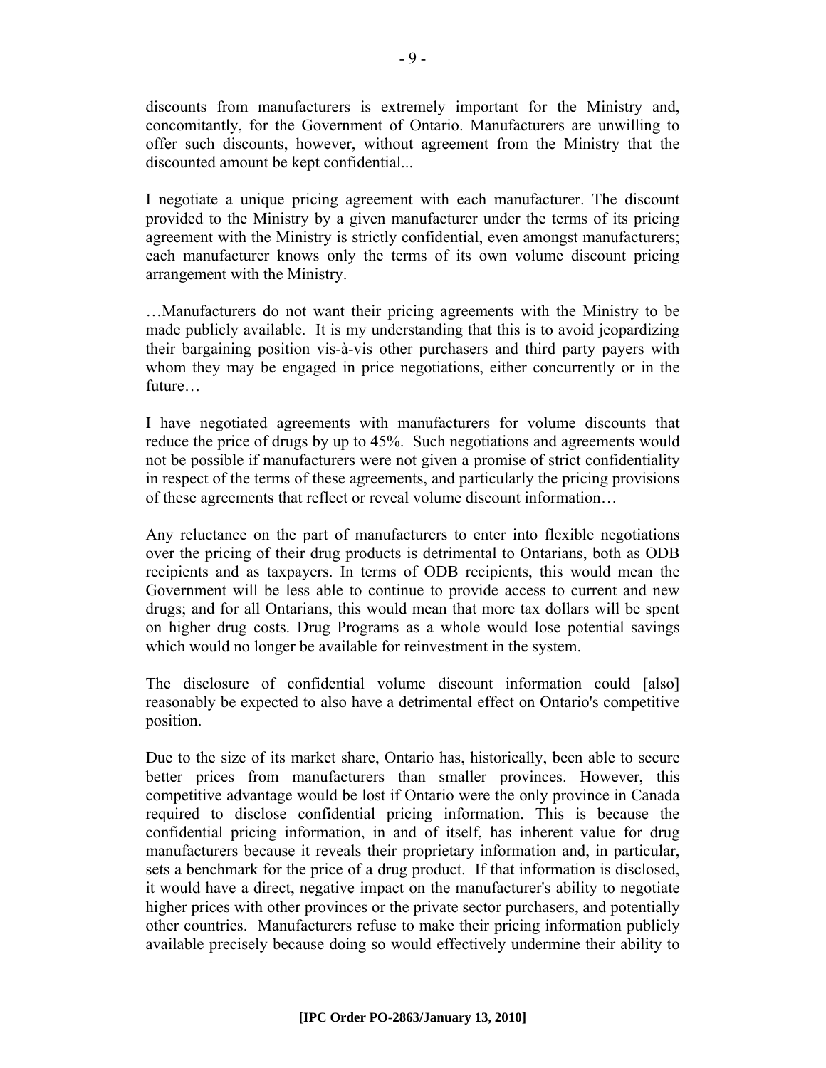discounts from manufacturers is extremely important for the Ministry and, concomitantly, for the Government of Ontario. Manufacturers are unwilling to offer such discounts, however, without agreement from the Ministry that the discounted amount be kept confidential...

I negotiate a unique pricing agreement with each manufacturer. The discount provided to the Ministry by a given manufacturer under the terms of its pricing agreement with the Ministry is strictly confidential, even amongst manufacturers; each manufacturer knows only the terms of its own volume discount pricing arrangement with the Ministry.

…Manufacturers do not want their pricing agreements with the Ministry to be made publicly available. It is my understanding that this is to avoid jeopardizing their bargaining position vis-à-vis other purchasers and third party payers with whom they may be engaged in price negotiations, either concurrently or in the future…

I have negotiated agreements with manufacturers for volume discounts that reduce the price of drugs by up to 45%. Such negotiations and agreements would not be possible if manufacturers were not given a promise of strict confidentiality in respect of the terms of these agreements, and particularly the pricing provisions of these agreements that reflect or reveal volume discount information…

Any reluctance on the part of manufacturers to enter into flexible negotiations over the pricing of their drug products is detrimental to Ontarians, both as ODB recipients and as taxpayers. In terms of ODB recipients, this would mean the Government will be less able to continue to provide access to current and new drugs; and for all Ontarians, this would mean that more tax dollars will be spent on higher drug costs. Drug Programs as a whole would lose potential savings which would no longer be available for reinvestment in the system.

The disclosure of confidential volume discount information could [also] reasonably be expected to also have a detrimental effect on Ontario's competitive position.

Due to the size of its market share, Ontario has, historically, been able to secure better prices from manufacturers than smaller provinces. However, this competitive advantage would be lost if Ontario were the only province in Canada required to disclose confidential pricing information. This is because the confidential pricing information, in and of itself, has inherent value for drug manufacturers because it reveals their proprietary information and, in particular, sets a benchmark for the price of a drug product. If that information is disclosed, it would have a direct, negative impact on the manufacturer's ability to negotiate higher prices with other provinces or the private sector purchasers, and potentially other countries. Manufacturers refuse to make their pricing information publicly available precisely because doing so would effectively undermine their ability to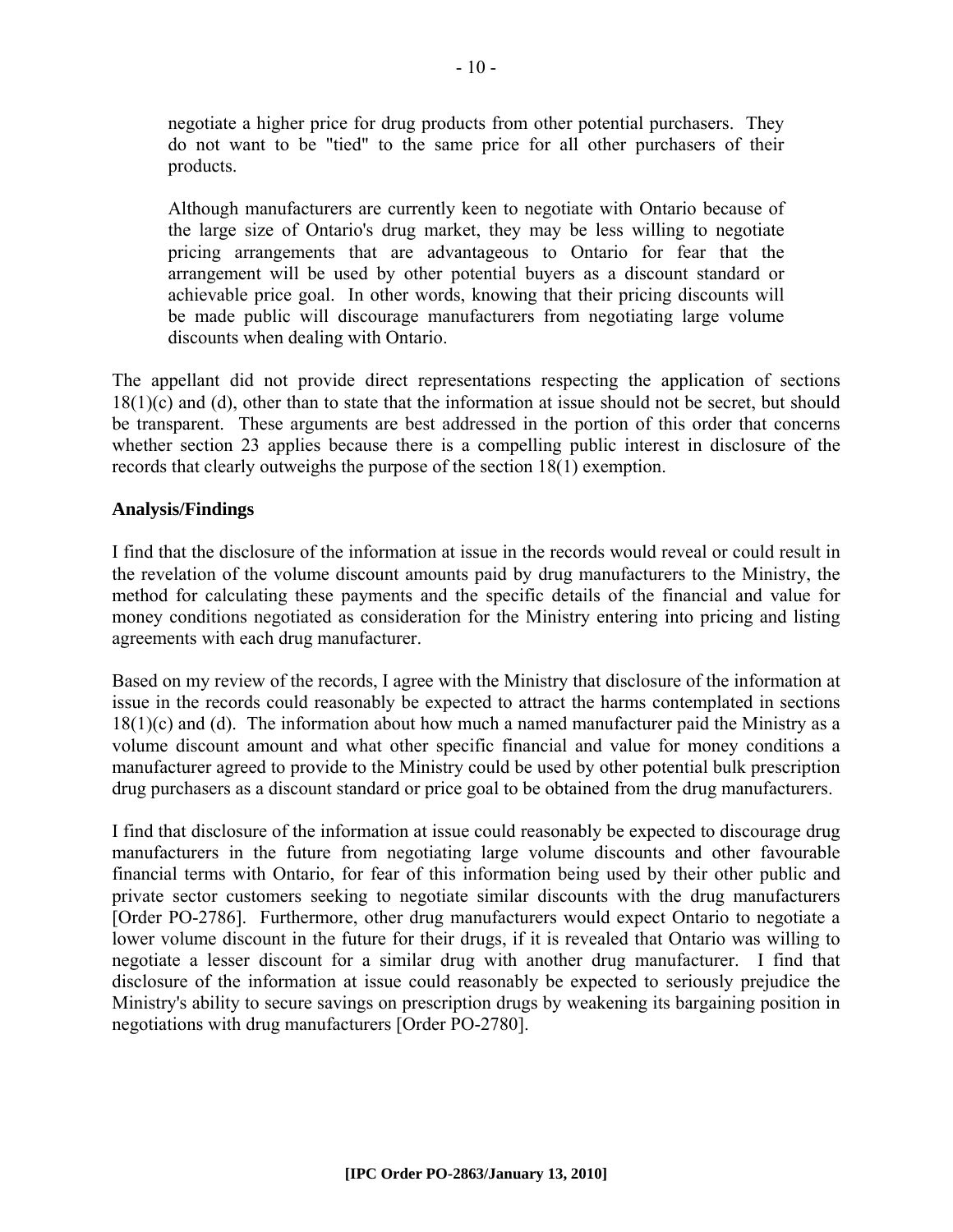> negotiate a higher price for drug products from other potential purchasers. They do not want to be "tied" to the same price for all other purchasers of their products.
>
> Although manufacturers are currently keen to negotiate with Ontario because of the large size of Ontario's drug market, they may be less willing to negotiate pricing arrangements that are advantageous to Ontario for fear that the arrangement will be used by other potential buyers as a discount standard or achievable price goal. In other words, knowing that their pricing discounts will be made public will discourage manufacturers from negotiating large volume discounts when dealing with Ontario.

The appellant did not provide direct representations respecting the application of sections 18(1)(c) and (d), other than to state that the information at issue should not be secret, but should be transparent. These arguments are best addressed in the portion of this order that concerns whether section 23 applies because there is a compelling public interest in disclosure of the records that clearly outweighs the purpose of the section 18(1) exemption.

**Analysis/Findings**

I find that the disclosure of the information at issue in the records would reveal or could result in the revelation of the volume discount amounts paid by drug manufacturers to the Ministry, the method for calculating these payments and the specific details of the financial and value for money conditions negotiated as consideration for the Ministry entering into pricing and listing agreements with each drug manufacturer.

Based on my review of the records, I agree with the Ministry that disclosure of the information at issue in the records could reasonably be expected to attract the harms contemplated in sections 18(1)(c) and (d). The information about how much a named manufacturer paid the Ministry as a volume discount amount and what other specific financial and value for money conditions a manufacturer agreed to provide to the Ministry could be used by other potential bulk prescription drug purchasers as a discount standard or price goal to be obtained from the drug manufacturers.

I find that disclosure of the information at issue could reasonably be expected to discourage drug manufacturers in the future from negotiating large volume discounts and other favourable financial terms with Ontario, for fear of this information being used by their other public and private sector customers seeking to negotiate similar discounts with the drug manufacturers [Order PO-2786]. Furthermore, other drug manufacturers would expect Ontario to negotiate a lower volume discount in the future for their drugs, if it is revealed that Ontario was willing to negotiate a lesser discount for a similar drug with another drug manufacturer. I find that disclosure of the information at issue could reasonably be expected to seriously prejudice the Ministry's ability to secure savings on prescription drugs by weakening its bargaining position in negotiations with drug manufacturers [Order PO-2780].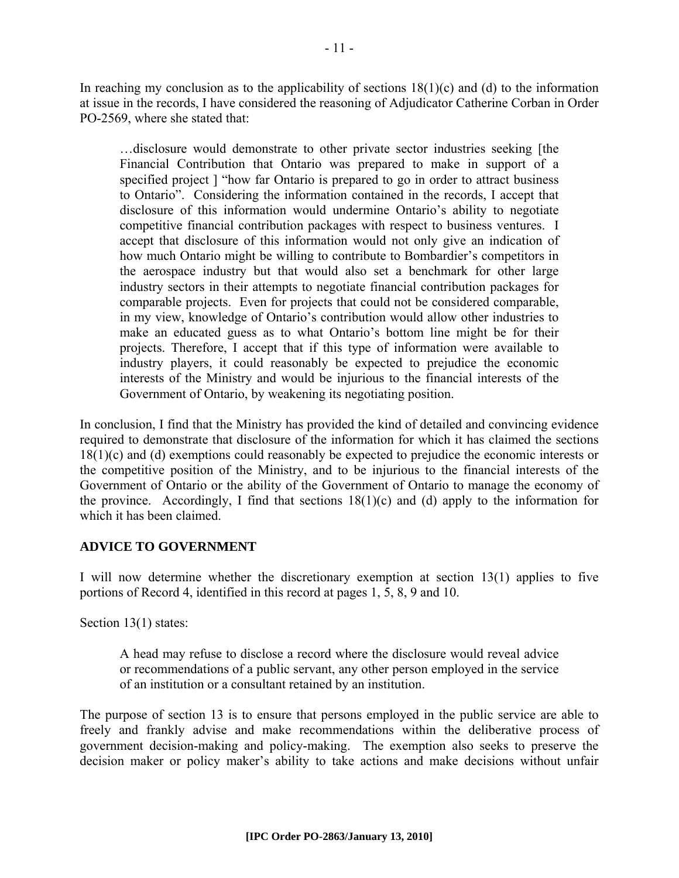In reaching my conclusion as to the applicability of sections 18(1)(c) and (d) to the information at issue in the records, I have considered the reasoning of Adjudicator Catherine Corban in Order PO-2569, where she stated that:

> …disclosure would demonstrate to other private sector industries seeking [the Financial Contribution that Ontario was prepared to make in support of a specified project ] "how far Ontario is prepared to go in order to attract business to Ontario". Considering the information contained in the records, I accept that disclosure of this information would undermine Ontario's ability to negotiate competitive financial contribution packages with respect to business ventures. I accept that disclosure of this information would not only give an indication of how much Ontario might be willing to contribute to Bombardier's competitors in the aerospace industry but that would also set a benchmark for other large industry sectors in their attempts to negotiate financial contribution packages for comparable projects. Even for projects that could not be considered comparable, in my view, knowledge of Ontario's contribution would allow other industries to make an educated guess as to what Ontario's bottom line might be for their projects. Therefore, I accept that if this type of information were available to industry players, it could reasonably be expected to prejudice the economic interests of the Ministry and would be injurious to the financial interests of the Government of Ontario, by weakening its negotiating position.

In conclusion, I find that the Ministry has provided the kind of detailed and convincing evidence required to demonstrate that disclosure of the information for which it has claimed the sections 18(1)(c) and (d) exemptions could reasonably be expected to prejudice the economic interests or the competitive position of the Ministry, and to be injurious to the financial interests of the Government of Ontario or the ability of the Government of Ontario to manage the economy of the province. Accordingly, I find that sections 18(1)(c) and (d) apply to the information for which it has been claimed.

## ADVICE TO GOVERNMENT

I will now determine whether the discretionary exemption at section 13(1) applies to five portions of Record 4, identified in this record at pages 1, 5, 8, 9 and 10.

Section 13(1) states:

> A head may refuse to disclose a record where the disclosure would reveal advice or recommendations of a public servant, any other person employed in the service of an institution or a consultant retained by an institution.

The purpose of section 13 is to ensure that persons employed in the public service are able to freely and frankly advise and make recommendations within the deliberative process of government decision-making and policy-making. The exemption also seeks to preserve the decision maker or policy maker's ability to take actions and make decisions without unfair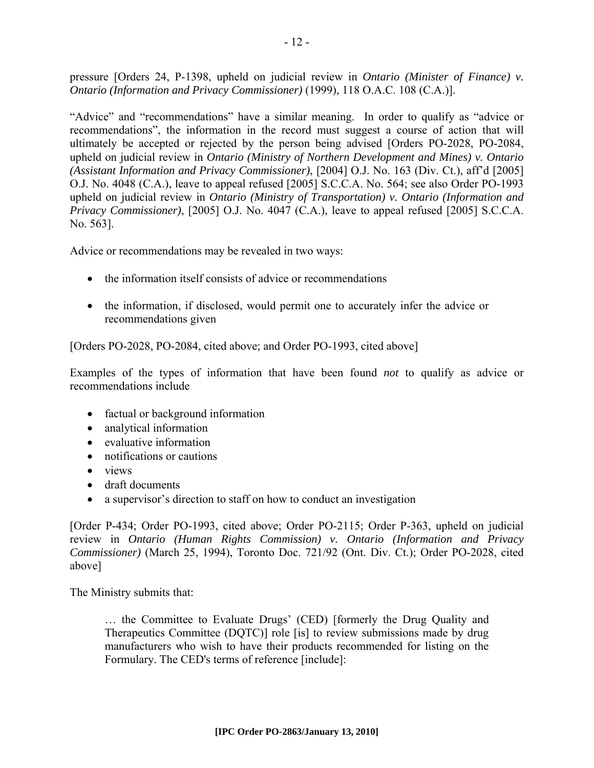pressure [Orders 24, P-1398, upheld on judicial review in *Ontario (Minister of Finance) v. Ontario (Information and Privacy Commissioner)* (1999), 118 O.A.C. 108 (C.A.)].

"Advice" and "recommendations" have a similar meaning. In order to qualify as "advice or recommendations", the information in the record must suggest a course of action that will ultimately be accepted or rejected by the person being advised [Orders PO-2028, PO-2084, upheld on judicial review in *Ontario (Ministry of Northern Development and Mines) v. Ontario (Assistant Information and Privacy Commissioner)*, [2004] O.J. No. 163 (Div. Ct.), aff'd [2005] O.J. No. 4048 (C.A.), leave to appeal refused [2005] S.C.C.A. No. 564; see also Order PO-1993 upheld on judicial review in *Ontario (Ministry of Transportation) v. Ontario (Information and Privacy Commissioner)*, [2005] O.J. No. 4047 (C.A.), leave to appeal refused [2005] S.C.C.A. No. 563].

Advice or recommendations may be revealed in two ways:

- the information itself consists of advice or recommendations
- the information, if disclosed, would permit one to accurately infer the advice or recommendations given

[Orders PO-2028, PO-2084, cited above; and Order PO-1993, cited above]

Examples of the types of information that have been found *not* to qualify as advice or recommendations include

- factual or background information
- analytical information
- evaluative information
- notifications or cautions
- views
- draft documents
- a supervisor's direction to staff on how to conduct an investigation

[Order P-434; Order PO-1993, cited above; Order PO-2115; Order P-363, upheld on judicial review in *Ontario (Human Rights Commission) v. Ontario (Information and Privacy Commissioner)* (March 25, 1994), Toronto Doc. 721/92 (Ont. Div. Ct.); Order PO-2028, cited above]

The Ministry submits that:

> … the Committee to Evaluate Drugs' (CED) [formerly the Drug Quality and Therapeutics Committee (DQTC)] role [is] to review submissions made by drug manufacturers who wish to have their products recommended for listing on the Formulary. The CED's terms of reference [include]: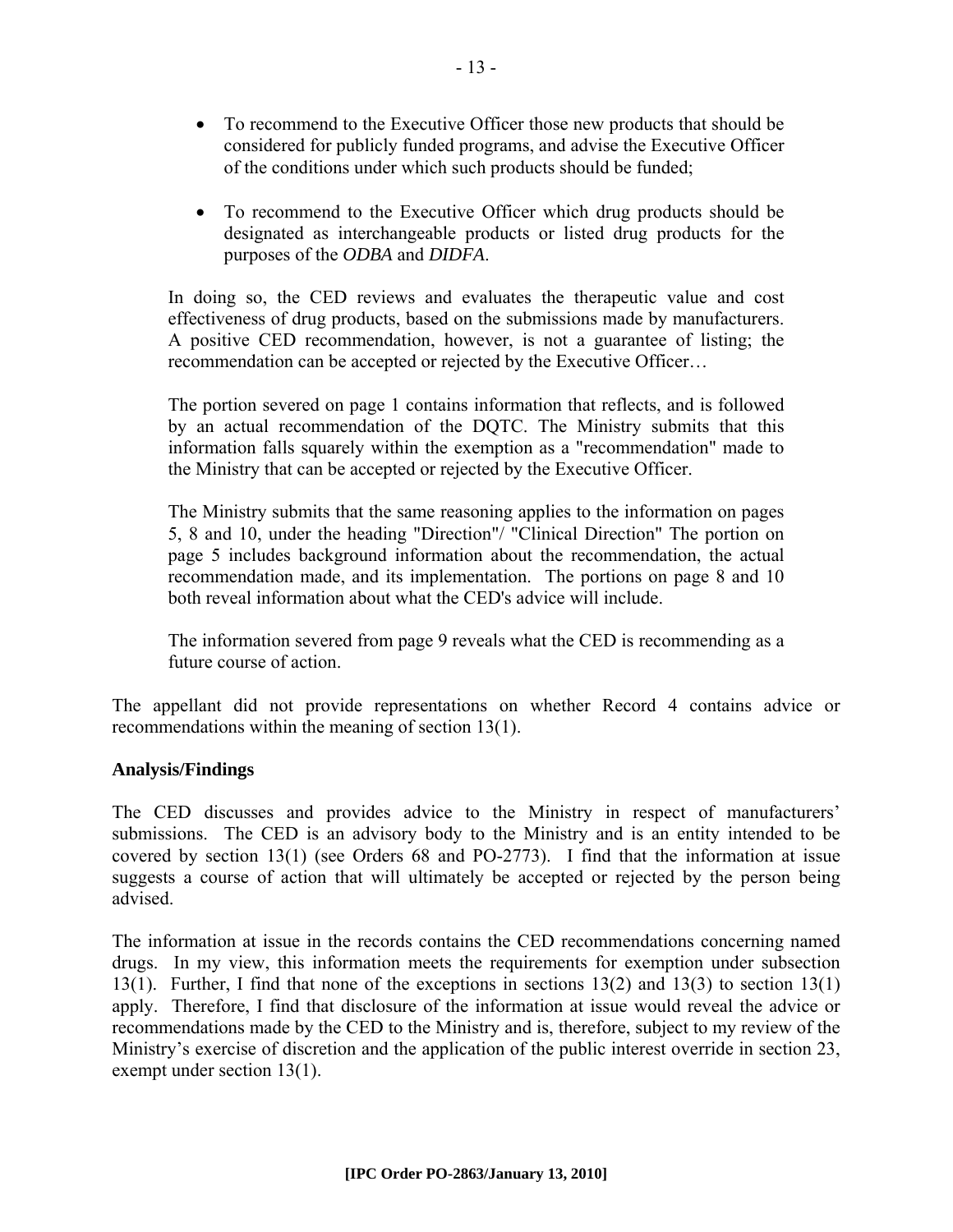- To recommend to the Executive Officer those new products that should be considered for publicly funded programs, and advise the Executive Officer of the conditions under which such products should be funded;

- To recommend to the Executive Officer which drug products should be designated as interchangeable products or listed drug products for the purposes of the *ODBA* and *DIDFA*.

> In doing so, the CED reviews and evaluates the therapeutic value and cost effectiveness of drug products, based on the submissions made by manufacturers. A positive CED recommendation, however, is not a guarantee of listing; the recommendation can be accepted or rejected by the Executive Officer…
>
> The portion severed on page 1 contains information that reflects, and is followed by an actual recommendation of the DQTC. The Ministry submits that this information falls squarely within the exemption as a "recommendation" made to the Ministry that can be accepted or rejected by the Executive Officer.
>
> The Ministry submits that the same reasoning applies to the information on pages 5, 8 and 10, under the heading "Direction"/ "Clinical Direction" The portion on page 5 includes background information about the recommendation, the actual recommendation made, and its implementation. The portions on page 8 and 10 both reveal information about what the CED's advice will include.
>
> The information severed from page 9 reveals what the CED is recommending as a future course of action.

The appellant did not provide representations on whether Record 4 contains advice or recommendations within the meaning of section 13(1).

**Analysis/Findings**

The CED discusses and provides advice to the Ministry in respect of manufacturers' submissions. The CED is an advisory body to the Ministry and is an entity intended to be covered by section 13(1) (see Orders 68 and PO-2773). I find that the information at issue suggests a course of action that will ultimately be accepted or rejected by the person being advised.

The information at issue in the records contains the CED recommendations concerning named drugs. In my view, this information meets the requirements for exemption under subsection 13(1). Further, I find that none of the exceptions in sections 13(2) and 13(3) to section 13(1) apply. Therefore, I find that disclosure of the information at issue would reveal the advice or recommendations made by the CED to the Ministry and is, therefore, subject to my review of the Ministry's exercise of discretion and the application of the public interest override in section 23, exempt under section 13(1).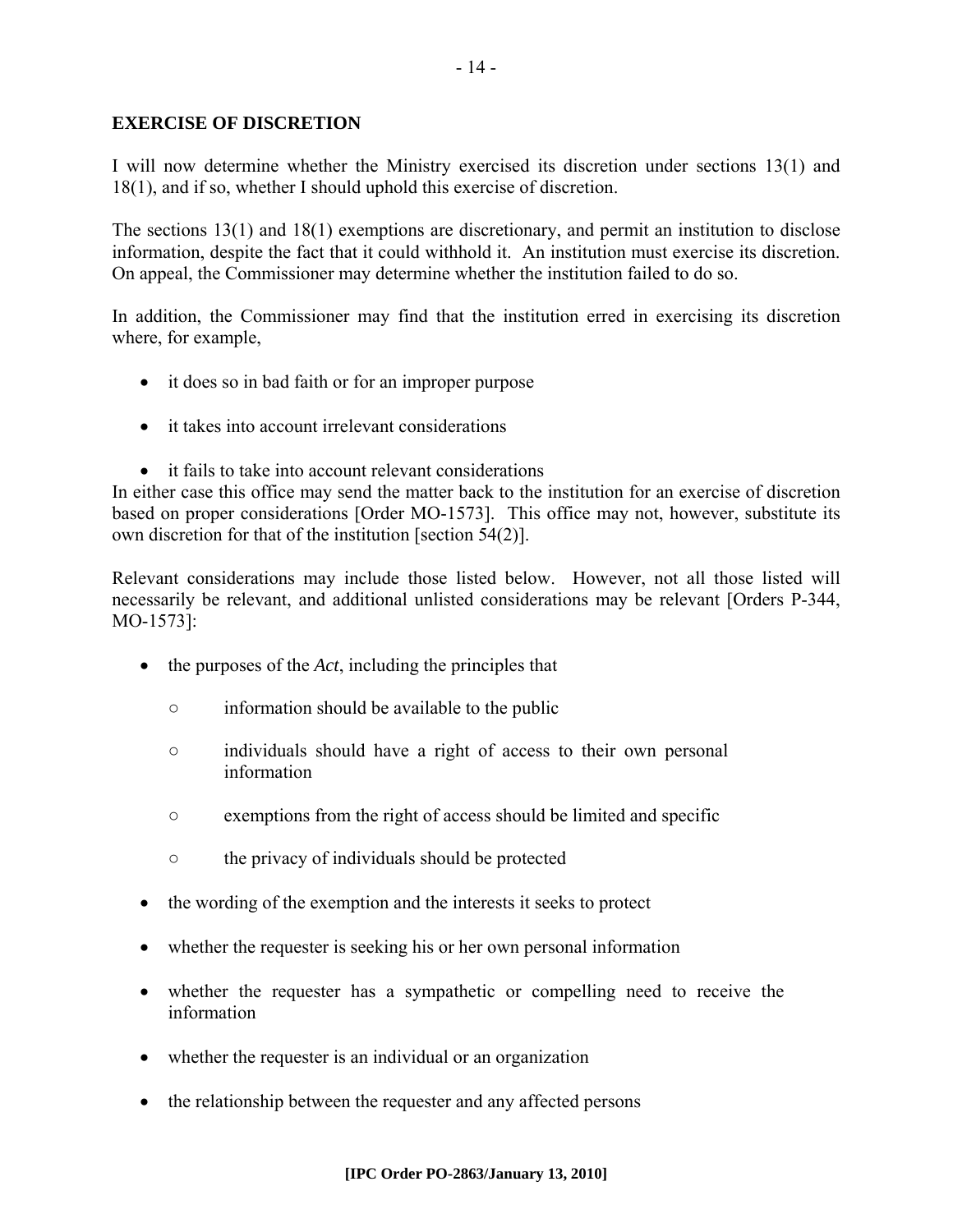**EXERCISE OF DISCRETION**

I will now determine whether the Ministry exercised its discretion under sections 13(1) and 18(1), and if so, whether I should uphold this exercise of discretion.

The sections 13(1) and 18(1) exemptions are discretionary, and permit an institution to disclose information, despite the fact that it could withhold it. An institution must exercise its discretion. On appeal, the Commissioner may determine whether the institution failed to do so.

In addition, the Commissioner may find that the institution erred in exercising its discretion where, for example,

- it does so in bad faith or for an improper purpose
- it takes into account irrelevant considerations
- it fails to take into account relevant considerations

In either case this office may send the matter back to the institution for an exercise of discretion based on proper considerations [Order MO-1573]. This office may not, however, substitute its own discretion for that of the institution [section 54(2)].

Relevant considerations may include those listed below. However, not all those listed will necessarily be relevant, and additional unlisted considerations may be relevant [Orders P-344, MO-1573]:

- the purposes of the *Act*, including the principles that
  - information should be available to the public
  - individuals should have a right of access to their own personal information
  - exemptions from the right of access should be limited and specific
  - the privacy of individuals should be protected
- the wording of the exemption and the interests it seeks to protect
- whether the requester is seeking his or her own personal information
- whether the requester has a sympathetic or compelling need to receive the information
- whether the requester is an individual or an organization
- the relationship between the requester and any affected persons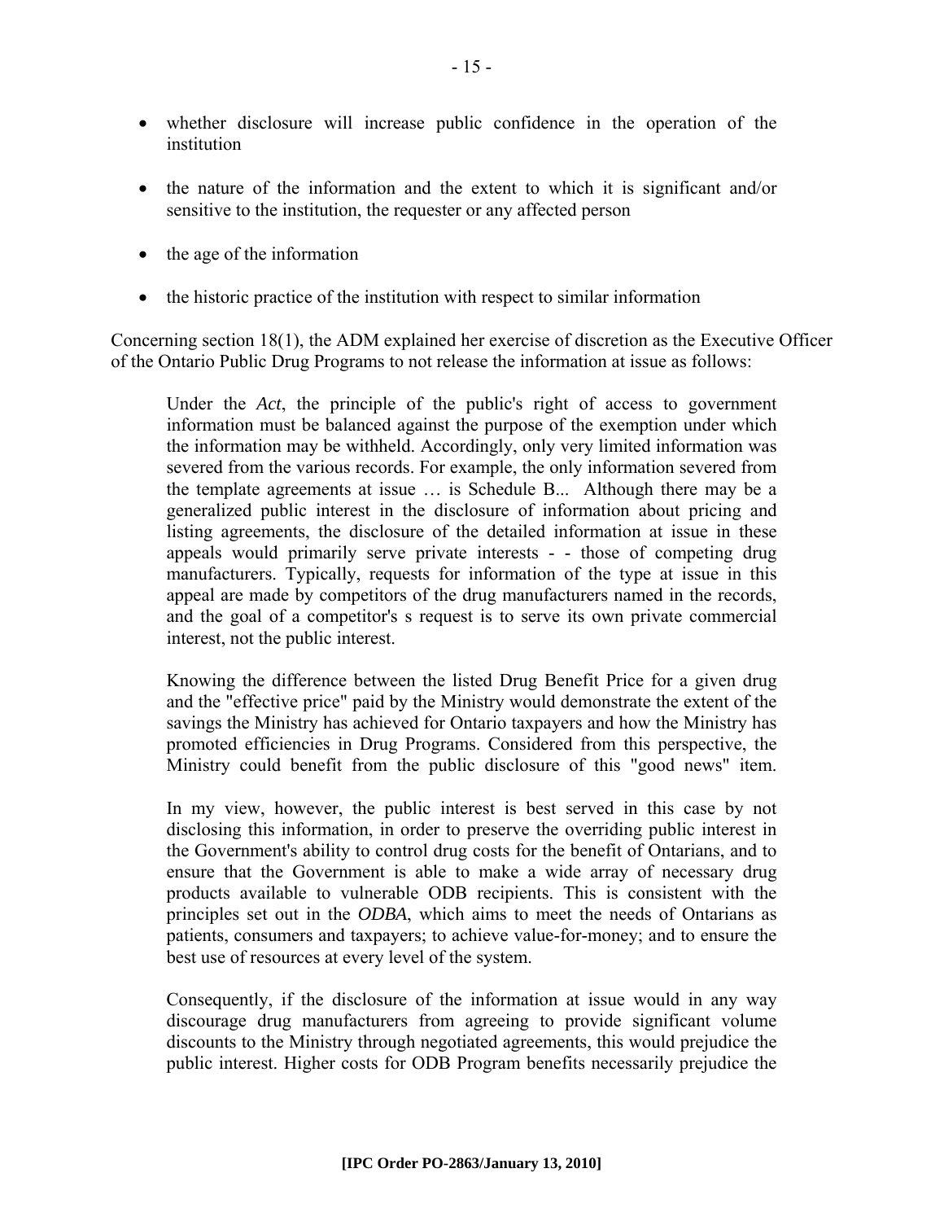- whether disclosure will increase public confidence in the operation of the institution

- the nature of the information and the extent to which it is significant and/or sensitive to the institution, the requester or any affected person

- the age of the information

- the historic practice of the institution with respect to similar information

Concerning section 18(1), the ADM explained her exercise of discretion as the Executive Officer of the Ontario Public Drug Programs to not release the information at issue as follows:

> Under the *Act*, the principle of the public's right of access to government information must be balanced against the purpose of the exemption under which the information may be withheld. Accordingly, only very limited information was severed from the various records. For example, the only information severed from the template agreements at issue … is Schedule B... Although there may be a generalized public interest in the disclosure of information about pricing and listing agreements, the disclosure of the detailed information at issue in these appeals would primarily serve private interests - - those of competing drug manufacturers. Typically, requests for information of the type at issue in this appeal are made by competitors of the drug manufacturers named in the records, and the goal of a competitor's s request is to serve its own private commercial interest, not the public interest.
>
> Knowing the difference between the listed Drug Benefit Price for a given drug and the "effective price" paid by the Ministry would demonstrate the extent of the savings the Ministry has achieved for Ontario taxpayers and how the Ministry has promoted efficiencies in Drug Programs. Considered from this perspective, the Ministry could benefit from the public disclosure of this "good news" item.
>
> In my view, however, the public interest is best served in this case by not disclosing this information, in order to preserve the overriding public interest in the Government's ability to control drug costs for the benefit of Ontarians, and to ensure that the Government is able to make a wide array of necessary drug products available to vulnerable ODB recipients. This is consistent with the principles set out in the *ODBA*, which aims to meet the needs of Ontarians as patients, consumers and taxpayers; to achieve value-for-money; and to ensure the best use of resources at every level of the system.
>
> Consequently, if the disclosure of the information at issue would in any way discourage drug manufacturers from agreeing to provide significant volume discounts to the Ministry through negotiated agreements, this would prejudice the public interest. Higher costs for ODB Program benefits necessarily prejudice the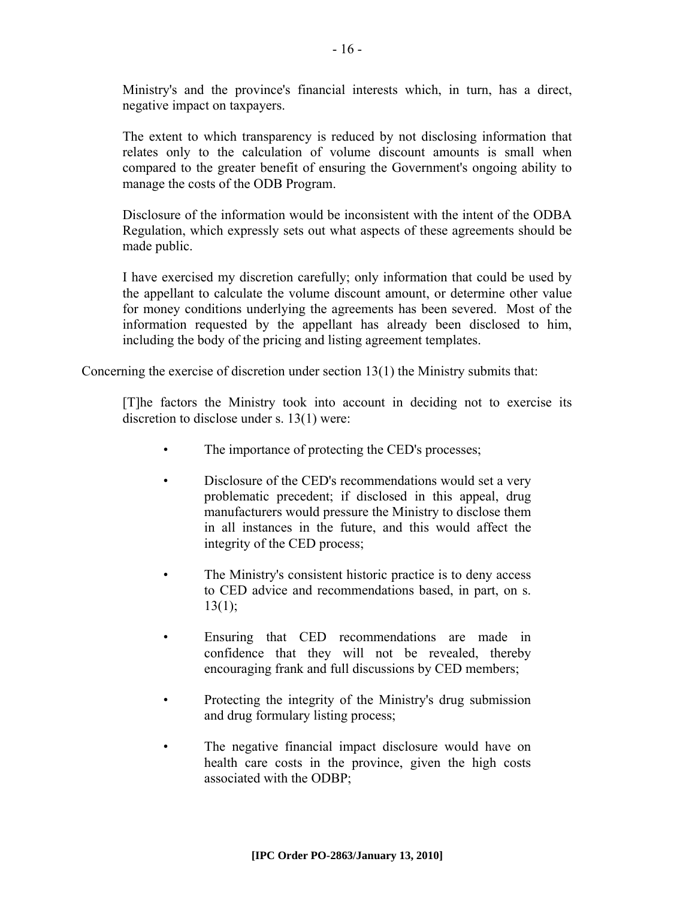> Ministry's and the province's financial interests which, in turn, has a direct, negative impact on taxpayers.
>
> The extent to which transparency is reduced by not disclosing information that relates only to the calculation of volume discount amounts is small when compared to the greater benefit of ensuring the Government's ongoing ability to manage the costs of the ODB Program.
>
> Disclosure of the information would be inconsistent with the intent of the ODBA Regulation, which expressly sets out what aspects of these agreements should be made public.
>
> I have exercised my discretion carefully; only information that could be used by the appellant to calculate the volume discount amount, or determine other value for money conditions underlying the agreements has been severed. Most of the information requested by the appellant has already been disclosed to him, including the body of the pricing and listing agreement templates.

Concerning the exercise of discretion under section 13(1) the Ministry submits that:

> [T]he factors the Ministry took into account in deciding not to exercise its discretion to disclose under s. 13(1) were:
>
> - The importance of protecting the CED's processes;
> - Disclosure of the CED's recommendations would set a very problematic precedent; if disclosed in this appeal, drug manufacturers would pressure the Ministry to disclose them in all instances in the future, and this would affect the integrity of the CED process;
> - The Ministry's consistent historic practice is to deny access to CED advice and recommendations based, in part, on s. 13(1);
> - Ensuring that CED recommendations are made in confidence that they will not be revealed, thereby encouraging frank and full discussions by CED members;
> - Protecting the integrity of the Ministry's drug submission and drug formulary listing process;
> - The negative financial impact disclosure would have on health care costs in the province, given the high costs associated with the ODBP;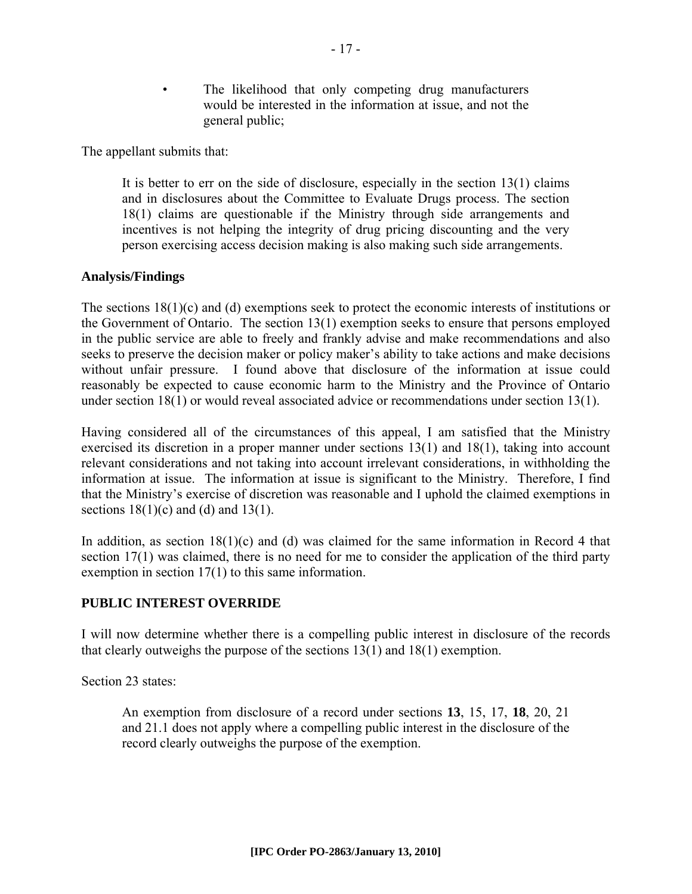- The likelihood that only competing drug manufacturers would be interested in the information at issue, and not the general public;

The appellant submits that:

> It is better to err on the side of disclosure, especially in the section 13(1) claims and in disclosures about the Committee to Evaluate Drugs process. The section 18(1) claims are questionable if the Ministry through side arrangements and incentives is not helping the integrity of drug pricing discounting and the very person exercising access decision making is also making such side arrangements.

**Analysis/Findings**

The sections 18(1)(c) and (d) exemptions seek to protect the economic interests of institutions or the Government of Ontario. The section 13(1) exemption seeks to ensure that persons employed in the public service are able to freely and frankly advise and make recommendations and also seeks to preserve the decision maker or policy maker's ability to take actions and make decisions without unfair pressure. I found above that disclosure of the information at issue could reasonably be expected to cause economic harm to the Ministry and the Province of Ontario under section 18(1) or would reveal associated advice or recommendations under section 13(1).

Having considered all of the circumstances of this appeal, I am satisfied that the Ministry exercised its discretion in a proper manner under sections 13(1) and 18(1), taking into account relevant considerations and not taking into account irrelevant considerations, in withholding the information at issue. The information at issue is significant to the Ministry. Therefore, I find that the Ministry's exercise of discretion was reasonable and I uphold the claimed exemptions in sections 18(1)(c) and (d) and 13(1).

In addition, as section 18(1)(c) and (d) was claimed for the same information in Record 4 that section 17(1) was claimed, there is no need for me to consider the application of the third party exemption in section 17(1) to this same information.

**PUBLIC INTEREST OVERRIDE**

I will now determine whether there is a compelling public interest in disclosure of the records that clearly outweighs the purpose of the sections 13(1) and 18(1) exemption.

Section 23 states:

> An exemption from disclosure of a record under sections **13**, 15, 17, **18**, 20, 21 and 21.1 does not apply where a compelling public interest in the disclosure of the record clearly outweighs the purpose of the exemption.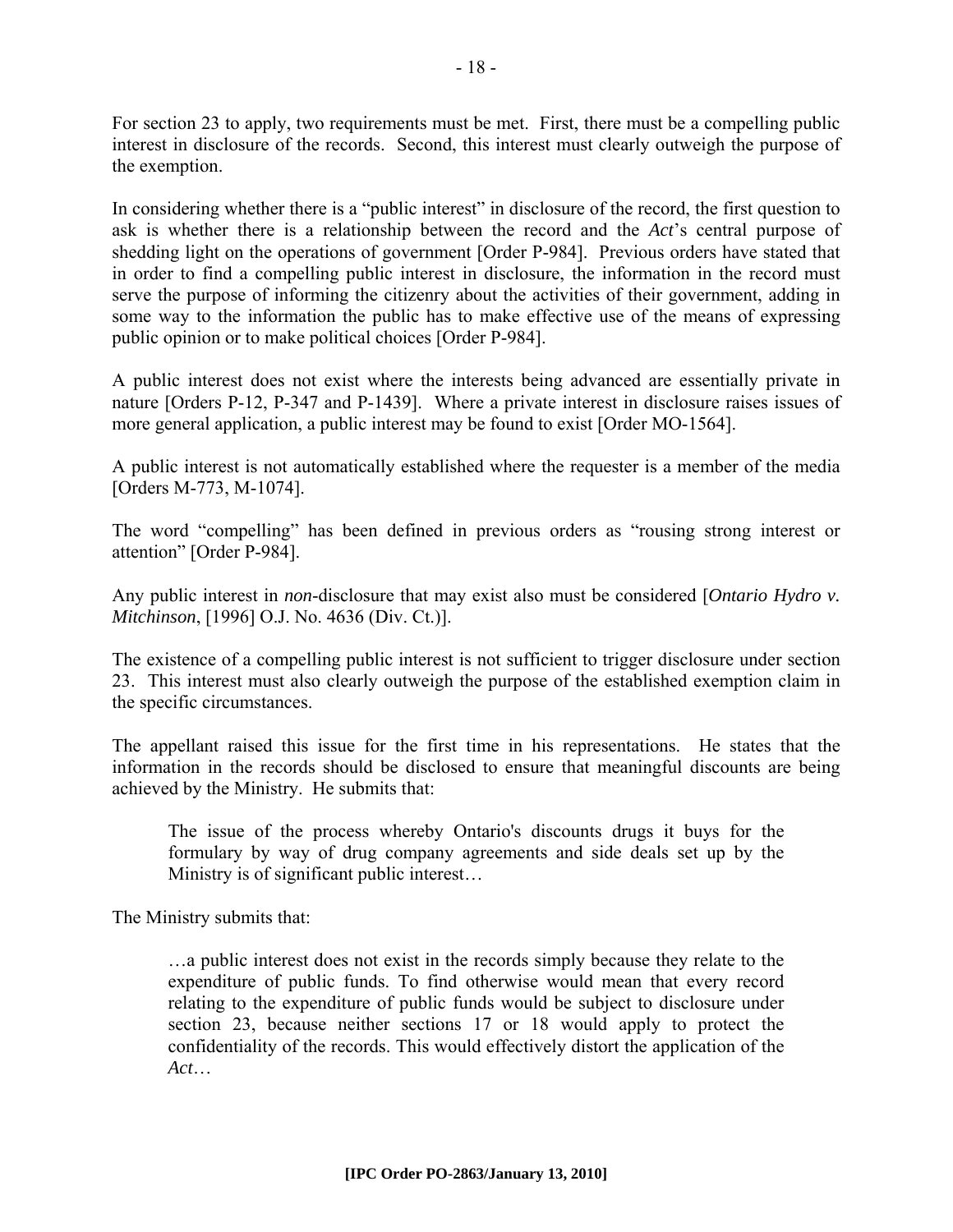For section 23 to apply, two requirements must be met. First, there must be a compelling public interest in disclosure of the records. Second, this interest must clearly outweigh the purpose of the exemption.

In considering whether there is a "public interest" in disclosure of the record, the first question to ask is whether there is a relationship between the record and the *Act*'s central purpose of shedding light on the operations of government [Order P-984]. Previous orders have stated that in order to find a compelling public interest in disclosure, the information in the record must serve the purpose of informing the citizenry about the activities of their government, adding in some way to the information the public has to make effective use of the means of expressing public opinion or to make political choices [Order P-984].

A public interest does not exist where the interests being advanced are essentially private in nature [Orders P-12, P-347 and P-1439]. Where a private interest in disclosure raises issues of more general application, a public interest may be found to exist [Order MO-1564].

A public interest is not automatically established where the requester is a member of the media [Orders M-773, M-1074].

The word "compelling" has been defined in previous orders as "rousing strong interest or attention" [Order P-984].

Any public interest in *non*-disclosure that may exist also must be considered [*Ontario Hydro v. Mitchinson*, [1996] O.J. No. 4636 (Div. Ct.)].

The existence of a compelling public interest is not sufficient to trigger disclosure under section 23. This interest must also clearly outweigh the purpose of the established exemption claim in the specific circumstances.

The appellant raised this issue for the first time in his representations. He states that the information in the records should be disclosed to ensure that meaningful discounts are being achieved by the Ministry. He submits that:

> The issue of the process whereby Ontario's discounts drugs it buys for the formulary by way of drug company agreements and side deals set up by the Ministry is of significant public interest…

The Ministry submits that:

> …a public interest does not exist in the records simply because they relate to the expenditure of public funds. To find otherwise would mean that every record relating to the expenditure of public funds would be subject to disclosure under section 23, because neither sections 17 or 18 would apply to protect the confidentiality of the records. This would effectively distort the application of the *Act*…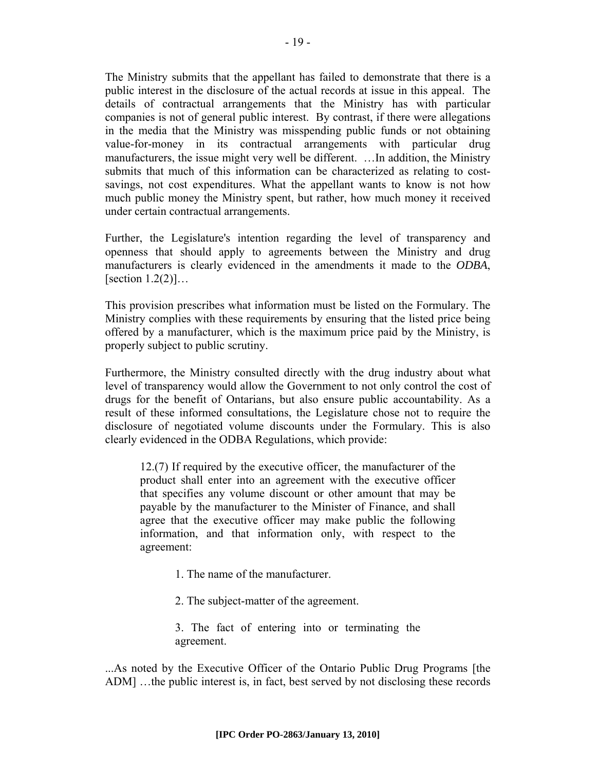The Ministry submits that the appellant has failed to demonstrate that there is a public interest in the disclosure of the actual records at issue in this appeal. The details of contractual arrangements that the Ministry has with particular companies is not of general public interest. By contrast, if there were allegations in the media that the Ministry was misspending public funds or not obtaining value-for-money in its contractual arrangements with particular drug manufacturers, the issue might very well be different. …In addition, the Ministry submits that much of this information can be characterized as relating to cost-savings, not cost expenditures. What the appellant wants to know is not how much public money the Ministry spent, but rather, how much money it received under certain contractual arrangements.

Further, the Legislature's intention regarding the level of transparency and openness that should apply to agreements between the Ministry and drug manufacturers is clearly evidenced in the amendments it made to the *ODBA*, [section 1.2(2)]…

This provision prescribes what information must be listed on the Formulary. The Ministry complies with these requirements by ensuring that the listed price being offered by a manufacturer, which is the maximum price paid by the Ministry, is properly subject to public scrutiny.

Furthermore, the Ministry consulted directly with the drug industry about what level of transparency would allow the Government to not only control the cost of drugs for the benefit of Ontarians, but also ensure public accountability. As a result of these informed consultations, the Legislature chose not to require the disclosure of negotiated volume discounts under the Formulary. This is also clearly evidenced in the ODBA Regulations, which provide:

> 12.(7) If required by the executive officer, the manufacturer of the product shall enter into an agreement with the executive officer that specifies any volume discount or other amount that may be payable by the manufacturer to the Minister of Finance, and shall agree that the executive officer may make public the following information, and that information only, with respect to the agreement:
>
> 1. The name of the manufacturer.
>
> 2. The subject-matter of the agreement.
>
> 3. The fact of entering into or terminating the agreement.

...As noted by the Executive Officer of the Ontario Public Drug Programs [the ADM] …the public interest is, in fact, best served by not disclosing these records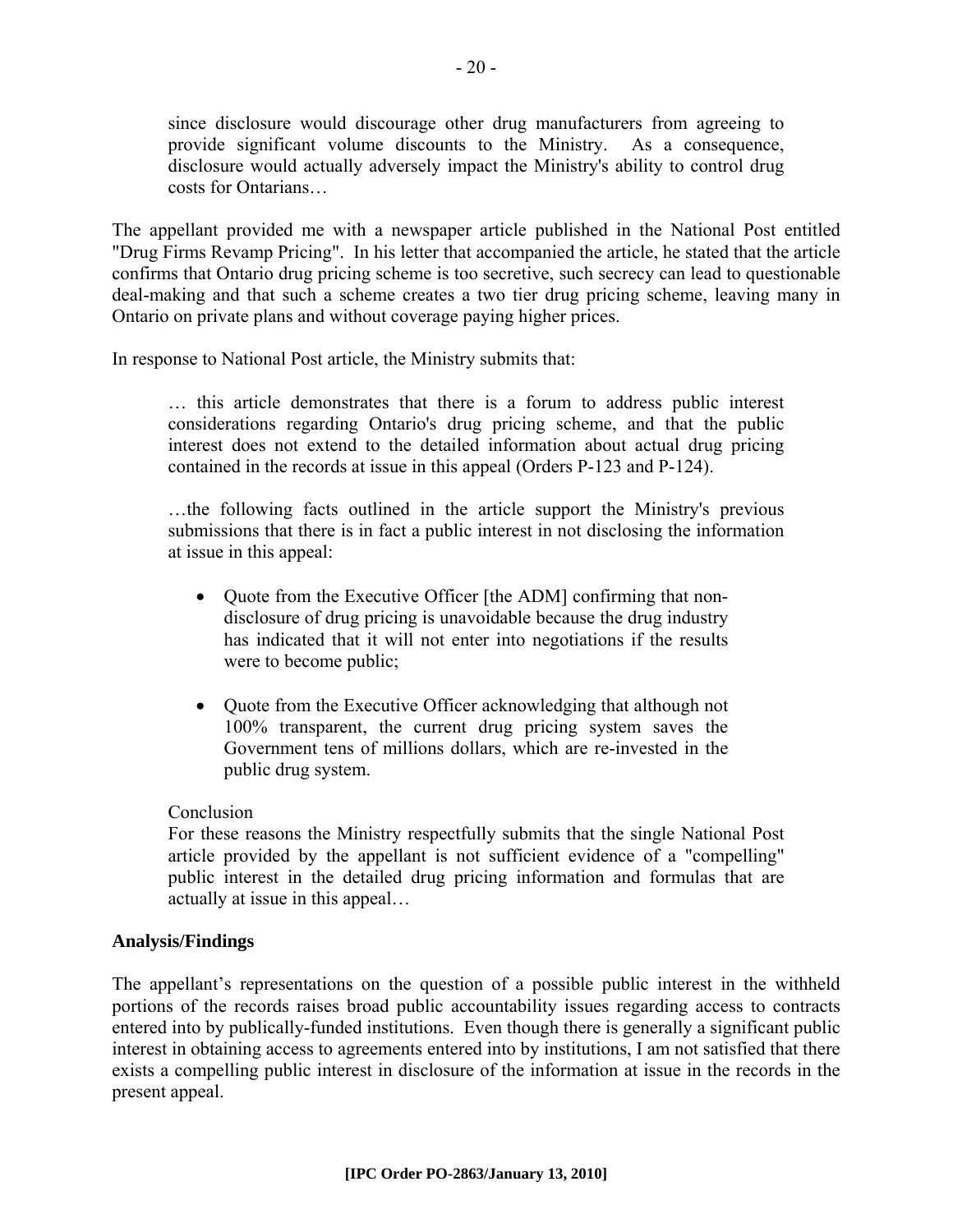> since disclosure would discourage other drug manufacturers from agreeing to provide significant volume discounts to the Ministry. As a consequence, disclosure would actually adversely impact the Ministry's ability to control drug costs for Ontarians…

The appellant provided me with a newspaper article published in the National Post entitled "Drug Firms Revamp Pricing". In his letter that accompanied the article, he stated that the article confirms that Ontario drug pricing scheme is too secretive, such secrecy can lead to questionable deal-making and that such a scheme creates a two tier drug pricing scheme, leaving many in Ontario on private plans and without coverage paying higher prices.

In response to National Post article, the Ministry submits that:

> … this article demonstrates that there is a forum to address public interest considerations regarding Ontario's drug pricing scheme, and that the public interest does not extend to the detailed information about actual drug pricing contained in the records at issue in this appeal (Orders P-123 and P-124).
>
> …the following facts outlined in the article support the Ministry's previous submissions that there is in fact a public interest in not disclosing the information at issue in this appeal:
>
> - Quote from the Executive Officer [the ADM] confirming that non-disclosure of drug pricing is unavoidable because the drug industry has indicated that it will not enter into negotiations if the results were to become public;
>
> - Quote from the Executive Officer acknowledging that although not 100% transparent, the current drug pricing system saves the Government tens of millions dollars, which are re-invested in the public drug system.
>
> Conclusion
> For these reasons the Ministry respectfully submits that the single National Post article provided by the appellant is not sufficient evidence of a "compelling" public interest in the detailed drug pricing information and formulas that are actually at issue in this appeal…

**Analysis/Findings**

The appellant's representations on the question of a possible public interest in the withheld portions of the records raises broad public accountability issues regarding access to contracts entered into by publically-funded institutions. Even though there is generally a significant public interest in obtaining access to agreements entered into by institutions, I am not satisfied that there exists a compelling public interest in disclosure of the information at issue in the records in the present appeal.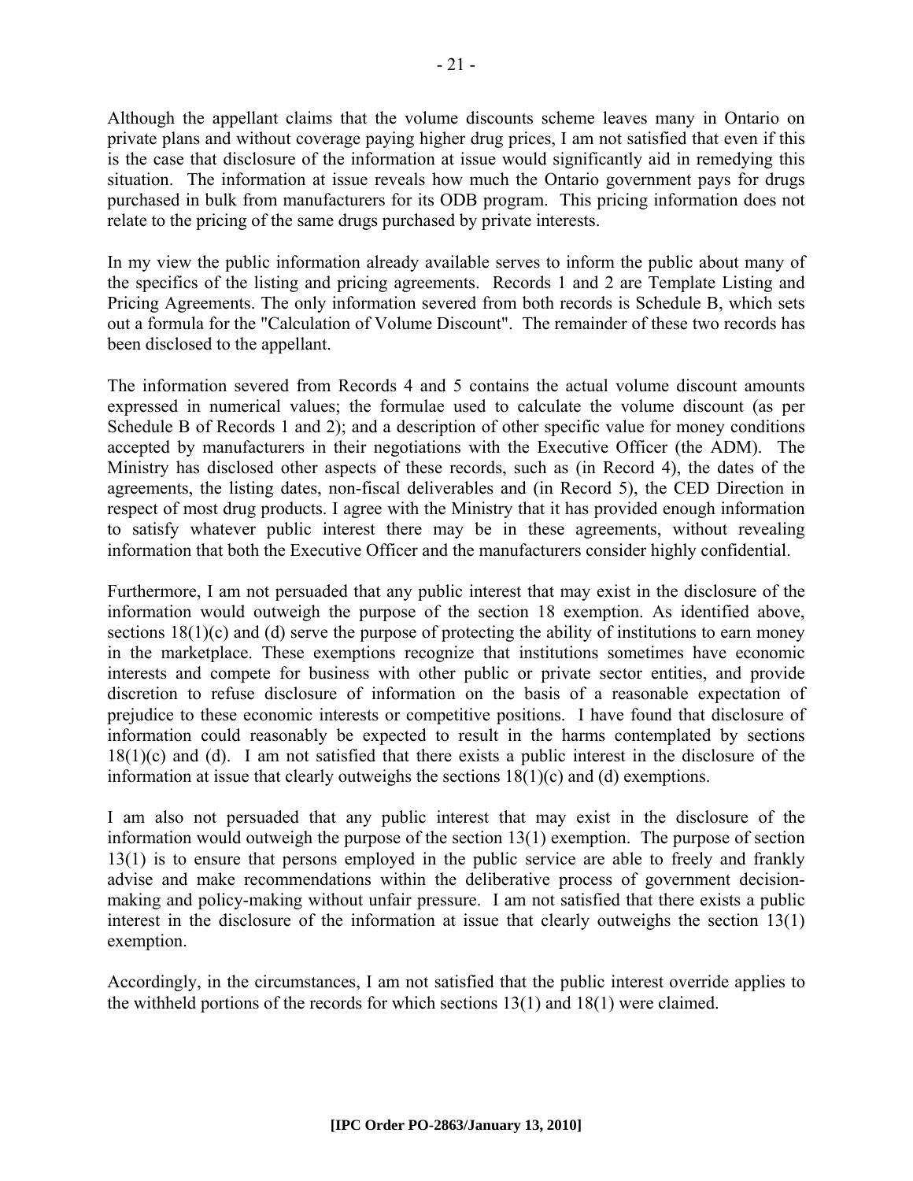Although the appellant claims that the volume discounts scheme leaves many in Ontario on private plans and without coverage paying higher drug prices, I am not satisfied that even if this is the case that disclosure of the information at issue would significantly aid in remedying this situation. The information at issue reveals how much the Ontario government pays for drugs purchased in bulk from manufacturers for its ODB program. This pricing information does not relate to the pricing of the same drugs purchased by private interests.

In my view the public information already available serves to inform the public about many of the specifics of the listing and pricing agreements. Records 1 and 2 are Template Listing and Pricing Agreements. The only information severed from both records is Schedule B, which sets out a formula for the "Calculation of Volume Discount". The remainder of these two records has been disclosed to the appellant.

The information severed from Records 4 and 5 contains the actual volume discount amounts expressed in numerical values; the formulae used to calculate the volume discount (as per Schedule B of Records 1 and 2); and a description of other specific value for money conditions accepted by manufacturers in their negotiations with the Executive Officer (the ADM). The Ministry has disclosed other aspects of these records, such as (in Record 4), the dates of the agreements, the listing dates, non-fiscal deliverables and (in Record 5), the CED Direction in respect of most drug products. I agree with the Ministry that it has provided enough information to satisfy whatever public interest there may be in these agreements, without revealing information that both the Executive Officer and the manufacturers consider highly confidential.

Furthermore, I am not persuaded that any public interest that may exist in the disclosure of the information would outweigh the purpose of the section 18 exemption. As identified above, sections 18(1)(c) and (d) serve the purpose of protecting the ability of institutions to earn money in the marketplace. These exemptions recognize that institutions sometimes have economic interests and compete for business with other public or private sector entities, and provide discretion to refuse disclosure of information on the basis of a reasonable expectation of prejudice to these economic interests or competitive positions. I have found that disclosure of information could reasonably be expected to result in the harms contemplated by sections 18(1)(c) and (d). I am not satisfied that there exists a public interest in the disclosure of the information at issue that clearly outweighs the sections 18(1)(c) and (d) exemptions.

I am also not persuaded that any public interest that may exist in the disclosure of the information would outweigh the purpose of the section 13(1) exemption. The purpose of section 13(1) is to ensure that persons employed in the public service are able to freely and frankly advise and make recommendations within the deliberative process of government decision-making and policy-making without unfair pressure. I am not satisfied that there exists a public interest in the disclosure of the information at issue that clearly outweighs the section 13(1) exemption.

Accordingly, in the circumstances, I am not satisfied that the public interest override applies to the withheld portions of the records for which sections 13(1) and 18(1) were claimed.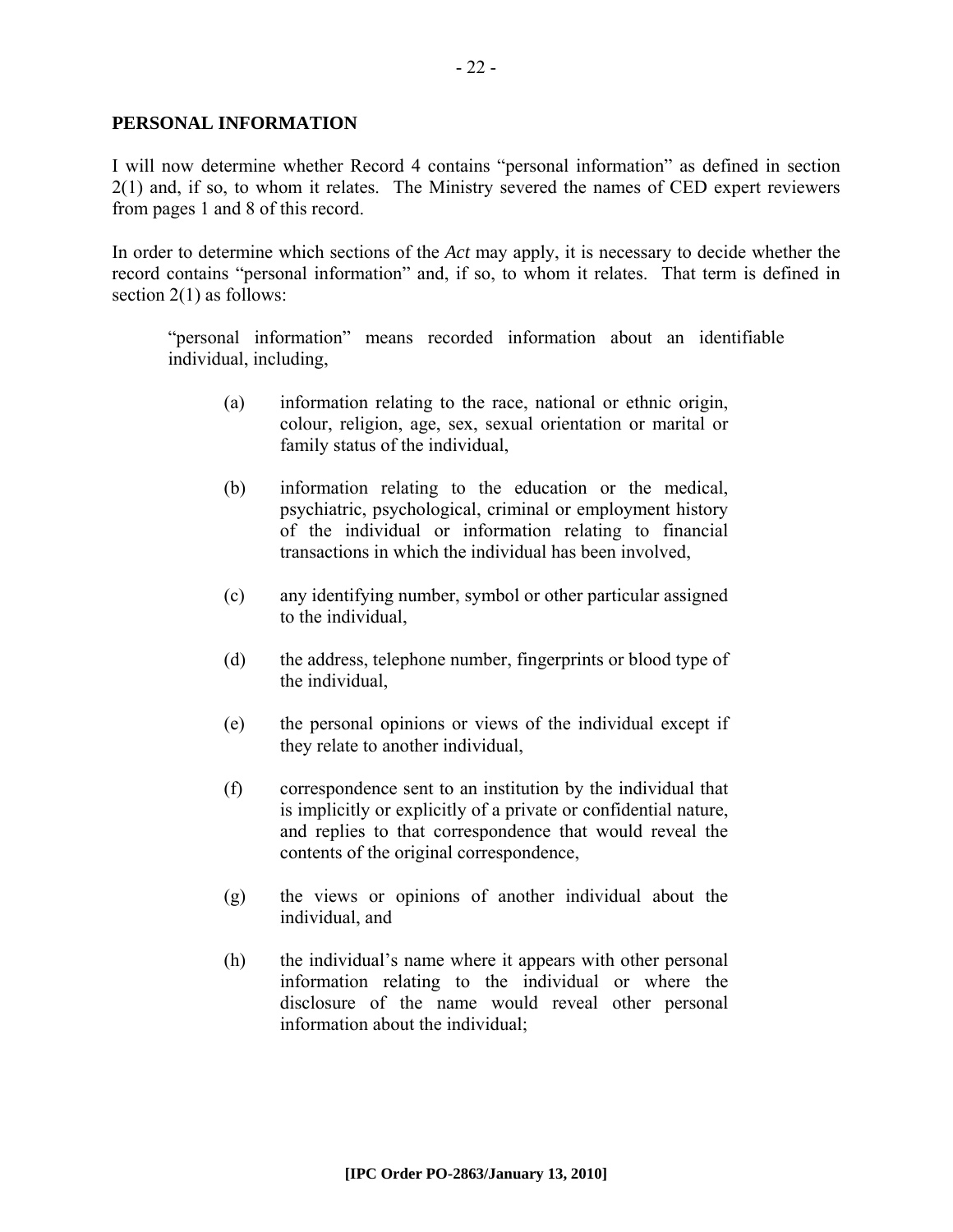**PERSONAL INFORMATION**

I will now determine whether Record 4 contains "personal information" as defined in section 2(1) and, if so, to whom it relates. The Ministry severed the names of CED expert reviewers from pages 1 and 8 of this record.

In order to determine which sections of the *Act* may apply, it is necessary to decide whether the record contains "personal information" and, if so, to whom it relates. That term is defined in section 2(1) as follows:

> "personal information" means recorded information about an identifiable individual, including,
>
> (a) information relating to the race, national or ethnic origin, colour, religion, age, sex, sexual orientation or marital or family status of the individual,
>
> (b) information relating to the education or the medical, psychiatric, psychological, criminal or employment history of the individual or information relating to financial transactions in which the individual has been involved,
>
> (c) any identifying number, symbol or other particular assigned to the individual,
>
> (d) the address, telephone number, fingerprints or blood type of the individual,
>
> (e) the personal opinions or views of the individual except if they relate to another individual,
>
> (f) correspondence sent to an institution by the individual that is implicitly or explicitly of a private or confidential nature, and replies to that correspondence that would reveal the contents of the original correspondence,
>
> (g) the views or opinions of another individual about the individual, and
>
> (h) the individual's name where it appears with other personal information relating to the individual or where the disclosure of the name would reveal other personal information about the individual;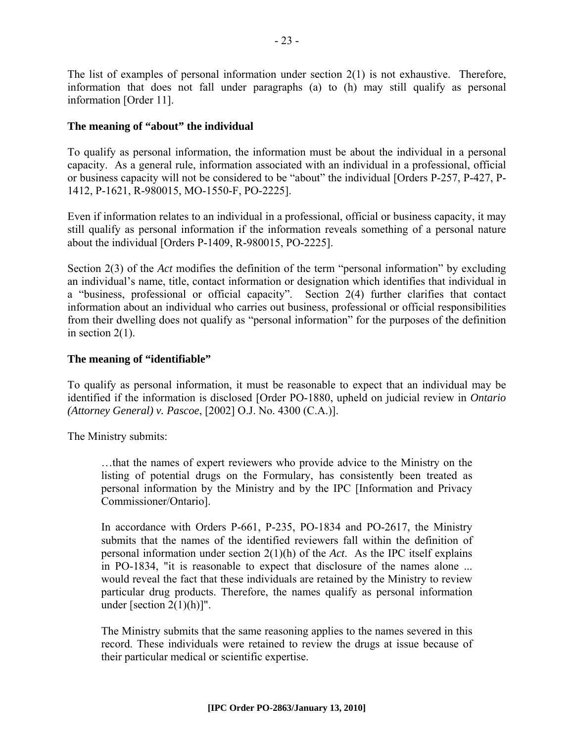The list of examples of personal information under section 2(1) is not exhaustive. Therefore, information that does not fall under paragraphs (a) to (h) may still qualify as personal information [Order 11].

**The meaning of "about" the individual**

To qualify as personal information, the information must be about the individual in a personal capacity. As a general rule, information associated with an individual in a professional, official or business capacity will not be considered to be "about" the individual [Orders P-257, P-427, P-1412, P-1621, R-980015, MO-1550-F, PO-2225].

Even if information relates to an individual in a professional, official or business capacity, it may still qualify as personal information if the information reveals something of a personal nature about the individual [Orders P-1409, R-980015, PO-2225].

Section 2(3) of the *Act* modifies the definition of the term "personal information" by excluding an individual's name, title, contact information or designation which identifies that individual in a "business, professional or official capacity". Section 2(4) further clarifies that contact information about an individual who carries out business, professional or official responsibilities from their dwelling does not qualify as "personal information" for the purposes of the definition in section 2(1).

**The meaning of "identifiable"**

To qualify as personal information, it must be reasonable to expect that an individual may be identified if the information is disclosed [Order PO-1880, upheld on judicial review in *Ontario (Attorney General) v. Pascoe*, [2002] O.J. No. 4300 (C.A.)].

The Ministry submits:

> …that the names of expert reviewers who provide advice to the Ministry on the listing of potential drugs on the Formulary, has consistently been treated as personal information by the Ministry and by the IPC [Information and Privacy Commissioner/Ontario].
>
> In accordance with Orders P-661, P-235, PO-1834 and PO-2617, the Ministry submits that the names of the identified reviewers fall within the definition of personal information under section 2(1)(h) of the *Act*. As the IPC itself explains in PO-1834, "it is reasonable to expect that disclosure of the names alone ... would reveal the fact that these individuals are retained by the Ministry to review particular drug products. Therefore, the names qualify as personal information under [section 2(1)(h)]".
>
> The Ministry submits that the same reasoning applies to the names severed in this record. These individuals were retained to review the drugs at issue because of their particular medical or scientific expertise.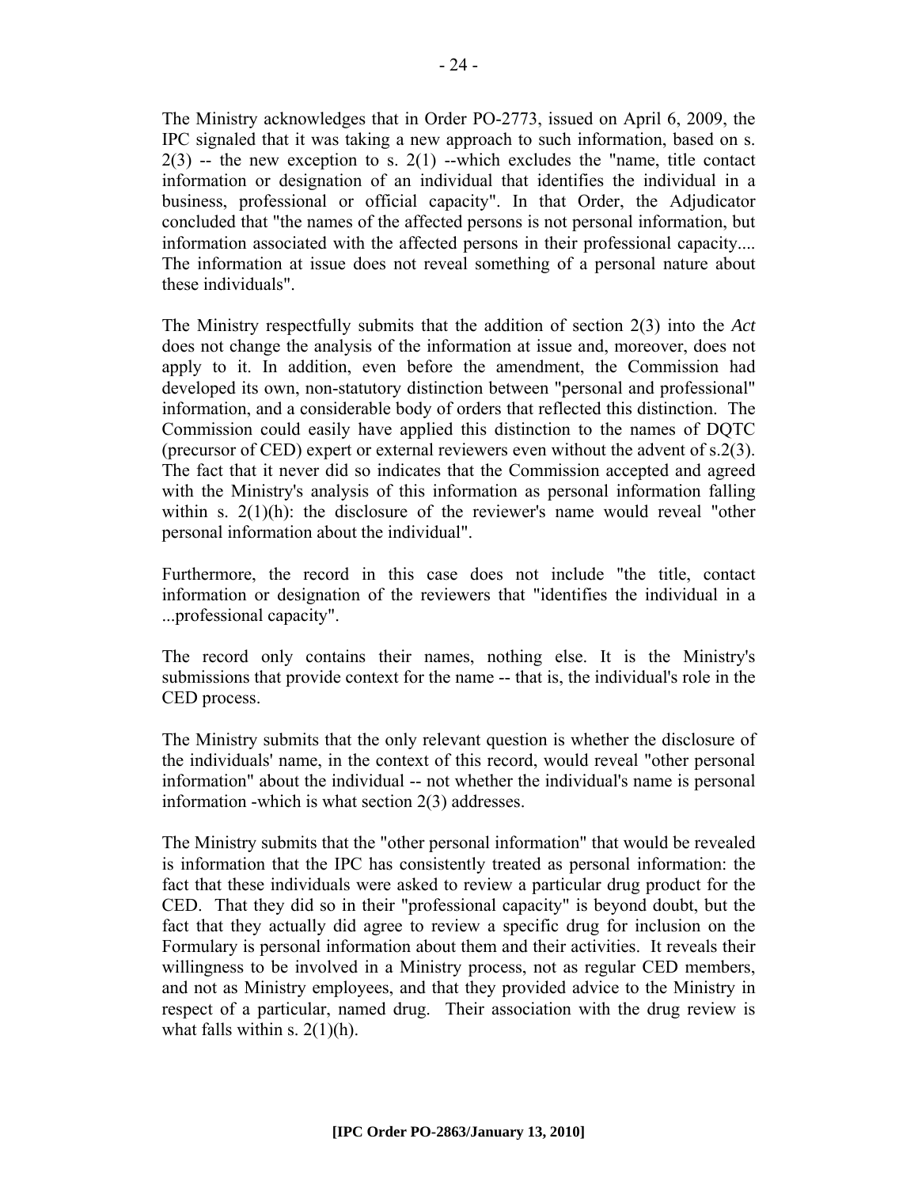The Ministry acknowledges that in Order PO-2773, issued on April 6, 2009, the IPC signaled that it was taking a new approach to such information, based on s. 2(3) -- the new exception to s. 2(1) --which excludes the "name, title contact information or designation of an individual that identifies the individual in a business, professional or official capacity". In that Order, the Adjudicator concluded that "the names of the affected persons is not personal information, but information associated with the affected persons in their professional capacity.... The information at issue does not reveal something of a personal nature about these individuals".

The Ministry respectfully submits that the addition of section 2(3) into the *Act* does not change the analysis of the information at issue and, moreover, does not apply to it. In addition, even before the amendment, the Commission had developed its own, non-statutory distinction between "personal and professional" information, and a considerable body of orders that reflected this distinction. The Commission could easily have applied this distinction to the names of DQTC (precursor of CED) expert or external reviewers even without the advent of s.2(3). The fact that it never did so indicates that the Commission accepted and agreed with the Ministry's analysis of this information as personal information falling within s. 2(1)(h): the disclosure of the reviewer's name would reveal "other personal information about the individual".

Furthermore, the record in this case does not include "the title, contact information or designation of the reviewers that "identifies the individual in a ...professional capacity".

The record only contains their names, nothing else. It is the Ministry's submissions that provide context for the name -- that is, the individual's role in the CED process.

The Ministry submits that the only relevant question is whether the disclosure of the individuals' name, in the context of this record, would reveal "other personal information" about the individual -- not whether the individual's name is personal information -which is what section 2(3) addresses.

The Ministry submits that the "other personal information" that would be revealed is information that the IPC has consistently treated as personal information: the fact that these individuals were asked to review a particular drug product for the CED. That they did so in their "professional capacity" is beyond doubt, but the fact that they actually did agree to review a specific drug for inclusion on the Formulary is personal information about them and their activities. It reveals their willingness to be involved in a Ministry process, not as regular CED members, and not as Ministry employees, and that they provided advice to the Ministry in respect of a particular, named drug. Their association with the drug review is what falls within s. 2(1)(h).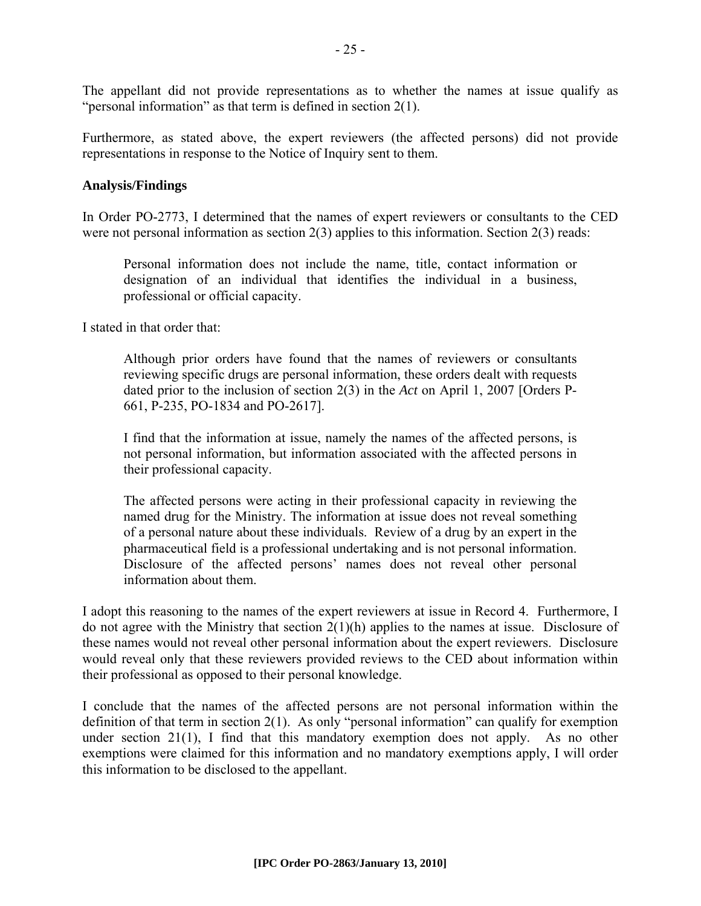The appellant did not provide representations as to whether the names at issue qualify as "personal information" as that term is defined in section 2(1).

Furthermore, as stated above, the expert reviewers (the affected persons) did not provide representations in response to the Notice of Inquiry sent to them.

**Analysis/Findings**

In Order PO-2773, I determined that the names of expert reviewers or consultants to the CED were not personal information as section 2(3) applies to this information. Section 2(3) reads:

> Personal information does not include the name, title, contact information or designation of an individual that identifies the individual in a business, professional or official capacity.

I stated in that order that:

> Although prior orders have found that the names of reviewers or consultants reviewing specific drugs are personal information, these orders dealt with requests dated prior to the inclusion of section 2(3) in the *Act* on April 1, 2007 [Orders P-661, P-235, PO-1834 and PO-2617].
>
> I find that the information at issue, namely the names of the affected persons, is not personal information, but information associated with the affected persons in their professional capacity.
>
> The affected persons were acting in their professional capacity in reviewing the named drug for the Ministry. The information at issue does not reveal something of a personal nature about these individuals. Review of a drug by an expert in the pharmaceutical field is a professional undertaking and is not personal information. Disclosure of the affected persons' names does not reveal other personal information about them.

I adopt this reasoning to the names of the expert reviewers at issue in Record 4. Furthermore, I do not agree with the Ministry that section 2(1)(h) applies to the names at issue. Disclosure of these names would not reveal other personal information about the expert reviewers. Disclosure would reveal only that these reviewers provided reviews to the CED about information within their professional as opposed to their personal knowledge.

I conclude that the names of the affected persons are not personal information within the definition of that term in section 2(1). As only "personal information" can qualify for exemption under section 21(1), I find that this mandatory exemption does not apply. As no other exemptions were claimed for this information and no mandatory exemptions apply, I will order this information to be disclosed to the appellant.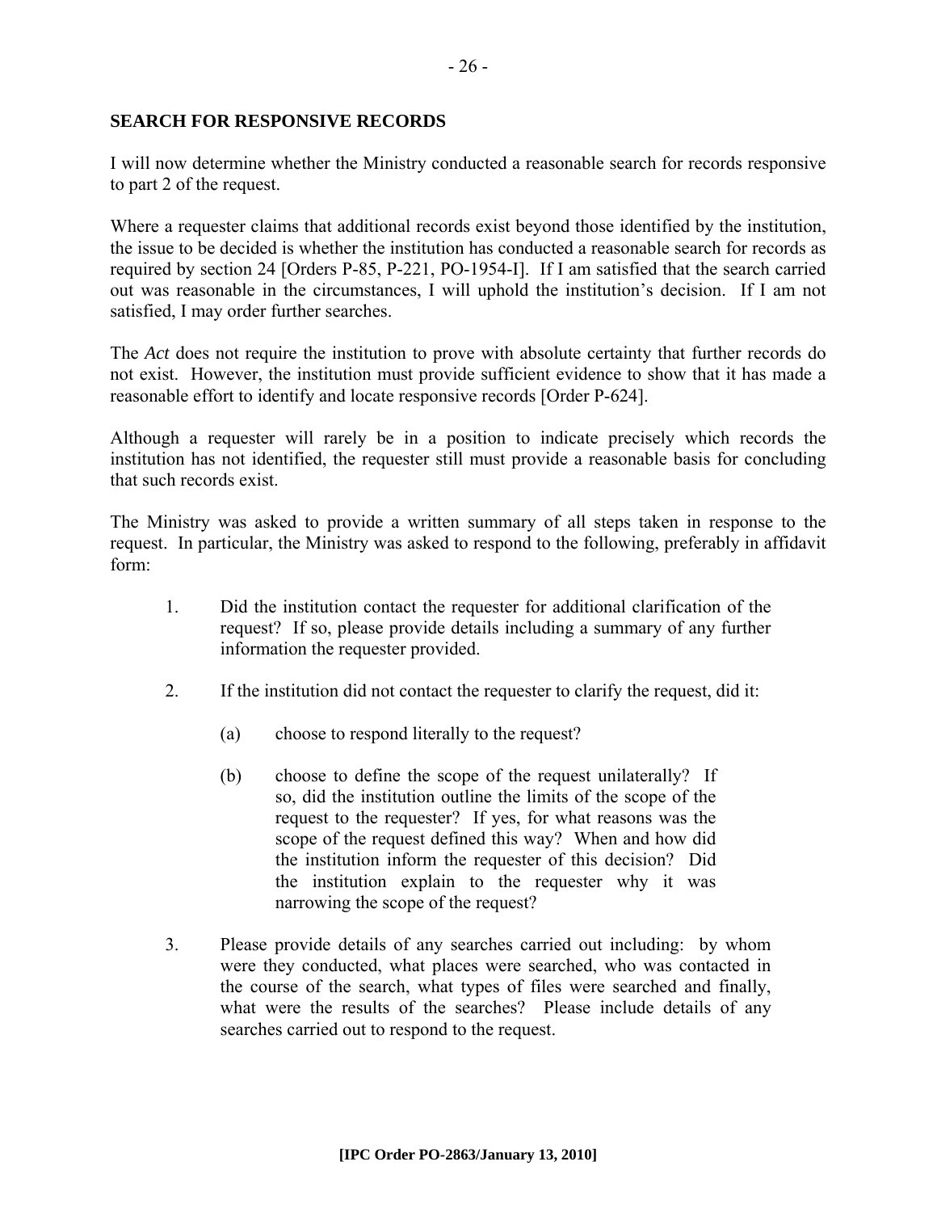**SEARCH FOR RESPONSIVE RECORDS**

I will now determine whether the Ministry conducted a reasonable search for records responsive to part 2 of the request.

Where a requester claims that additional records exist beyond those identified by the institution, the issue to be decided is whether the institution has conducted a reasonable search for records as required by section 24 [Orders P-85, P-221, PO-1954-I]. If I am satisfied that the search carried out was reasonable in the circumstances, I will uphold the institution's decision. If I am not satisfied, I may order further searches.

The *Act* does not require the institution to prove with absolute certainty that further records do not exist. However, the institution must provide sufficient evidence to show that it has made a reasonable effort to identify and locate responsive records [Order P-624].

Although a requester will rarely be in a position to indicate precisely which records the institution has not identified, the requester still must provide a reasonable basis for concluding that such records exist.

The Ministry was asked to provide a written summary of all steps taken in response to the request. In particular, the Ministry was asked to respond to the following, preferably in affidavit form:

1. Did the institution contact the requester for additional clarification of the request? If so, please provide details including a summary of any further information the requester provided.

2. If the institution did not contact the requester to clarify the request, did it:

   (a) choose to respond literally to the request?

   (b) choose to define the scope of the request unilaterally? If so, did the institution outline the limits of the scope of the request to the requester? If yes, for what reasons was the scope of the request defined this way? When and how did the institution inform the requester of this decision? Did the institution explain to the requester why it was narrowing the scope of the request?

3. Please provide details of any searches carried out including: by whom were they conducted, what places were searched, who was contacted in the course of the search, what types of files were searched and finally, what were the results of the searches? Please include details of any searches carried out to respond to the request.

**[IPC Order PO-2863/January 13, 2010]**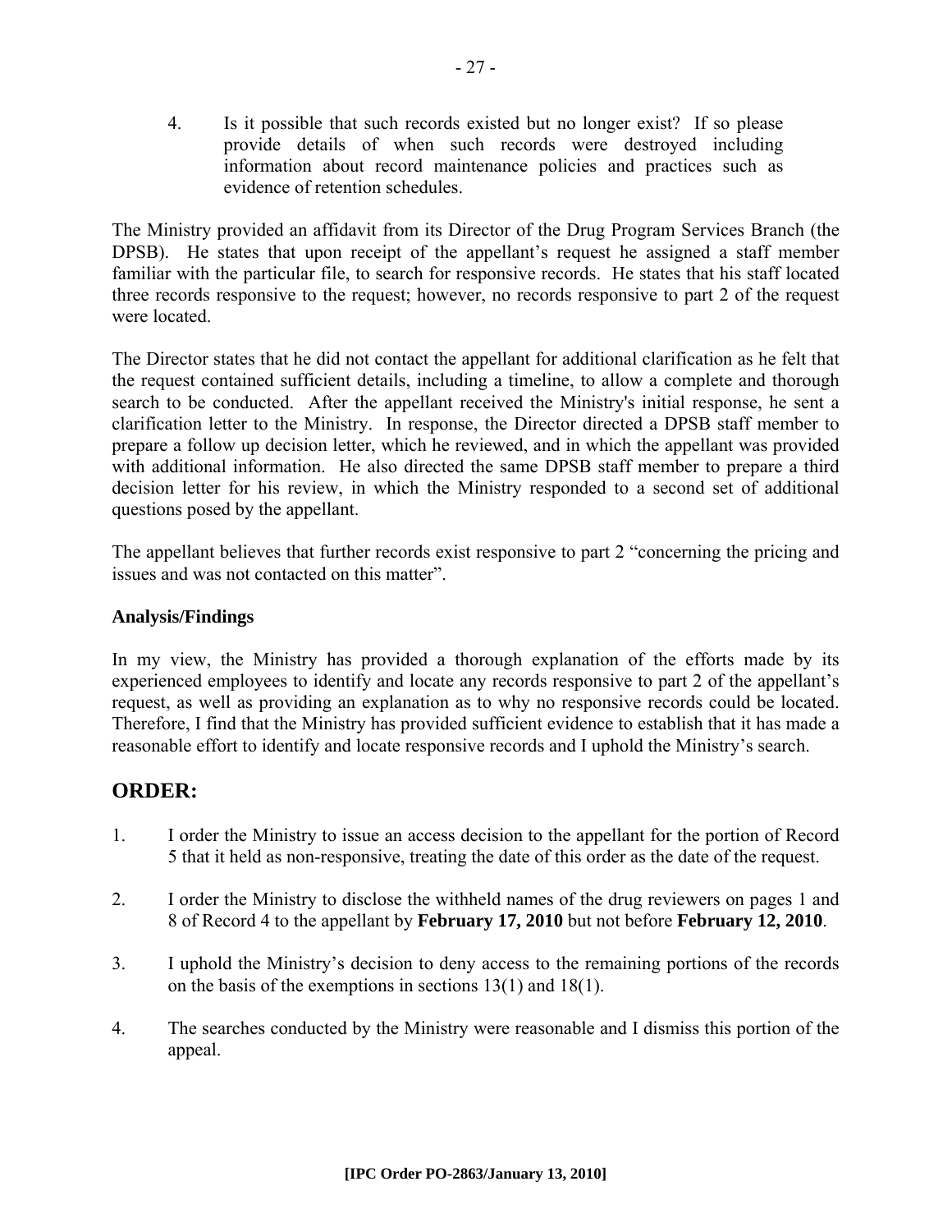4. Is it possible that such records existed but no longer exist? If so please provide details of when such records were destroyed including information about record maintenance policies and practices such as evidence of retention schedules.

The Ministry provided an affidavit from its Director of the Drug Program Services Branch (the DPSB). He states that upon receipt of the appellant's request he assigned a staff member familiar with the particular file, to search for responsive records. He states that his staff located three records responsive to the request; however, no records responsive to part 2 of the request were located.

The Director states that he did not contact the appellant for additional clarification as he felt that the request contained sufficient details, including a timeline, to allow a complete and thorough search to be conducted. After the appellant received the Ministry's initial response, he sent a clarification letter to the Ministry. In response, the Director directed a DPSB staff member to prepare a follow up decision letter, which he reviewed, and in which the appellant was provided with additional information. He also directed the same DPSB staff member to prepare a third decision letter for his review, in which the Ministry responded to a second set of additional questions posed by the appellant.

The appellant believes that further records exist responsive to part 2 "concerning the pricing and issues and was not contacted on this matter".

**Analysis/Findings**

In my view, the Ministry has provided a thorough explanation of the efforts made by its experienced employees to identify and locate any records responsive to part 2 of the appellant's request, as well as providing an explanation as to why no responsive records could be located. Therefore, I find that the Ministry has provided sufficient evidence to establish that it has made a reasonable effort to identify and locate responsive records and I uphold the Ministry's search.

## ORDER:

1. I order the Ministry to issue an access decision to the appellant for the portion of Record 5 that it held as non-responsive, treating the date of this order as the date of the request.

2. I order the Ministry to disclose the withheld names of the drug reviewers on pages 1 and 8 of Record 4 to the appellant by **February 17, 2010** but not before **February 12, 2010**.

3. I uphold the Ministry's decision to deny access to the remaining portions of the records on the basis of the exemptions in sections 13(1) and 18(1).

4. The searches conducted by the Ministry were reasonable and I dismiss this portion of the appeal.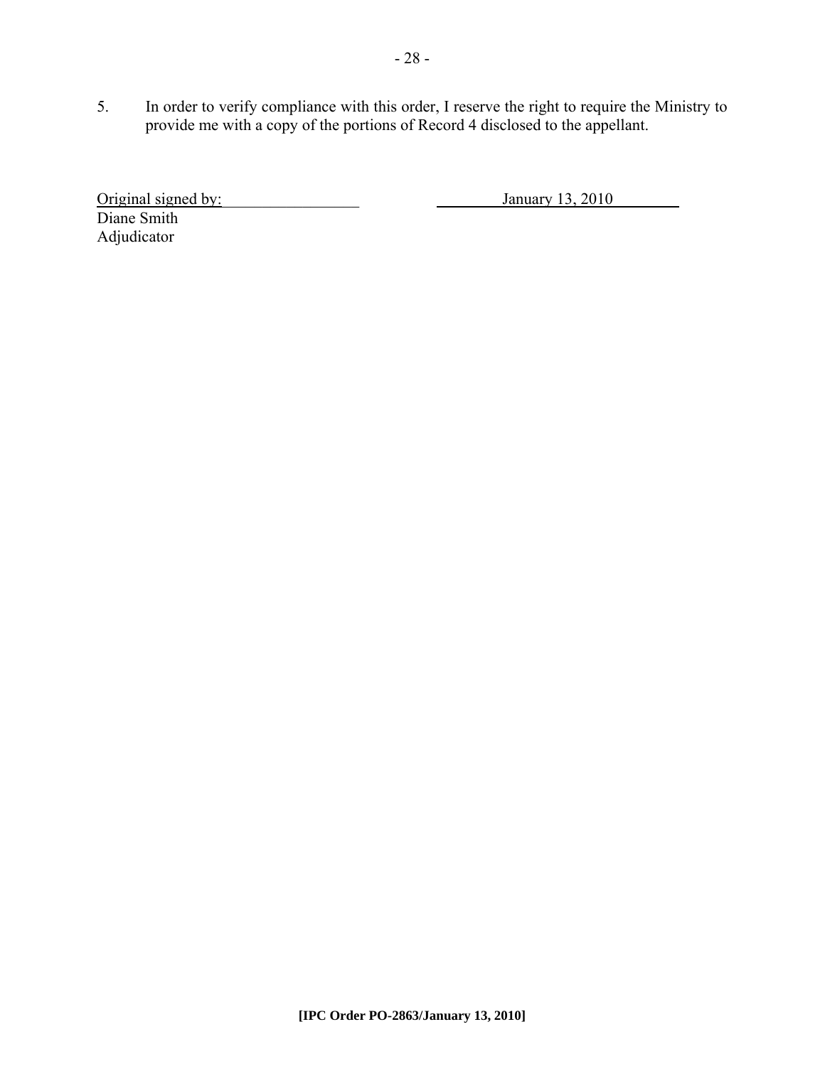5. In order to verify compliance with this order, I reserve the right to require the Ministry to provide me with a copy of the portions of Record 4 disclosed to the appellant.

Original signed by: January 13, 2010

Diane Smith
Adjudicator